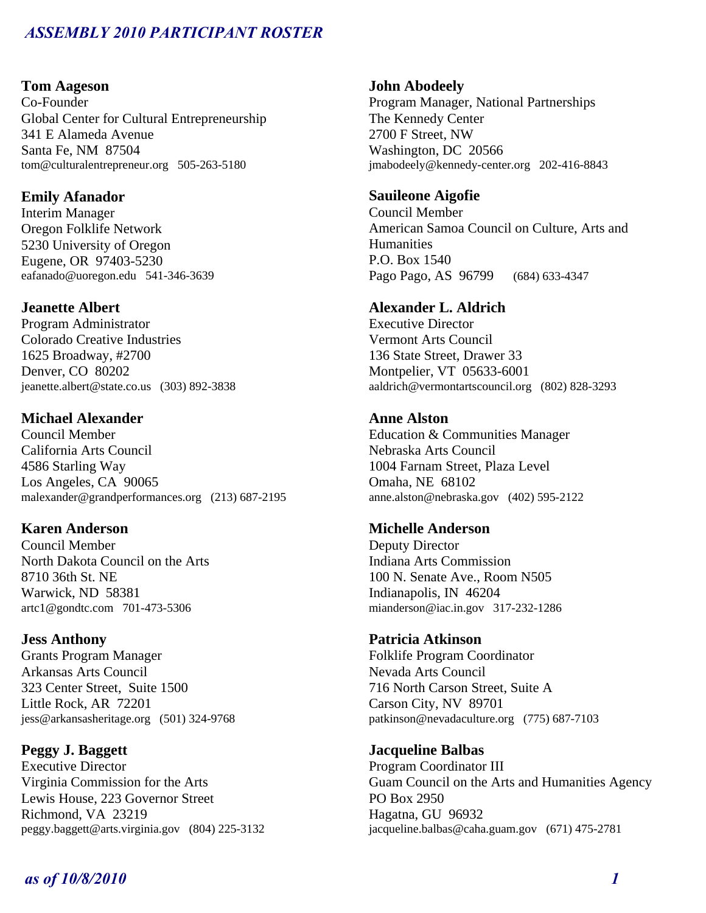# *ASSEMBLY 2010 PARTICIPANT ROSTER*

**Tom Aageson**
Co-Founder
Global Center for Cultural Entrepreneurship
341 E Alameda Avenue
Santa Fe, NM 87504
tom@culturalentrepreneur.org 505-263-5180

**Emily Afanador**
Interim Manager
Oregon Folklife Network
5230 University of Oregon
Eugene, OR 97403-5230
eafanado@uoregon.edu 541-346-3639

**Jeanette Albert**
Program Administrator
Colorado Creative Industries
1625 Broadway, #2700
Denver, CO 80202
jeanette.albert@state.co.us (303) 892-3838

**Michael Alexander**
Council Member
California Arts Council
4586 Starling Way
Los Angeles, CA 90065
malexander@grandperformances.org (213) 687-2195

**Karen Anderson**
Council Member
North Dakota Council on the Arts
8710 36th St. NE
Warwick, ND 58381
artc1@gondtc.com 701-473-5306

**Jess Anthony**
Grants Program Manager
Arkansas Arts Council
323 Center Street, Suite 1500
Little Rock, AR 72201
jess@arkansasheritage.org (501) 324-9768

**Peggy J. Baggett**
Executive Director
Virginia Commission for the Arts
Lewis House, 223 Governor Street
Richmond, VA 23219
peggy.baggett@arts.virginia.gov (804) 225-3132

**John Abodeely**
Program Manager, National Partnerships
The Kennedy Center
2700 F Street, NW
Washington, DC 20566
jmabodeely@kennedy-center.org 202-416-8843

**Sauileone Aigofie**
Council Member
American Samoa Council on Culture, Arts and Humanities
P.O. Box 1540
Pago Pago, AS 96799 (684) 633-4347

**Alexander L. Aldrich**
Executive Director
Vermont Arts Council
136 State Street, Drawer 33
Montpelier, VT 05633-6001
aaldrich@vermontartscouncil.org (802) 828-3293

**Anne Alston**
Education & Communities Manager
Nebraska Arts Council
1004 Farnam Street, Plaza Level
Omaha, NE 68102
anne.alston@nebraska.gov (402) 595-2122

**Michelle Anderson**
Deputy Director
Indiana Arts Commission
100 N. Senate Ave., Room N505
Indianapolis, IN 46204
mianderson@iac.in.gov 317-232-1286

**Patricia Atkinson**
Folklife Program Coordinator
Nevada Arts Council
716 North Carson Street, Suite A
Carson City, NV 89701
patkinson@nevadaculture.org (775) 687-7103

**Jacqueline Balbas**
Program Coordinator III
Guam Council on the Arts and Humanities Agency
PO Box 2950
Hagatna, GU 96932
jacqueline.balbas@caha.guam.gov (671) 475-2781

*as of 10/8/2010*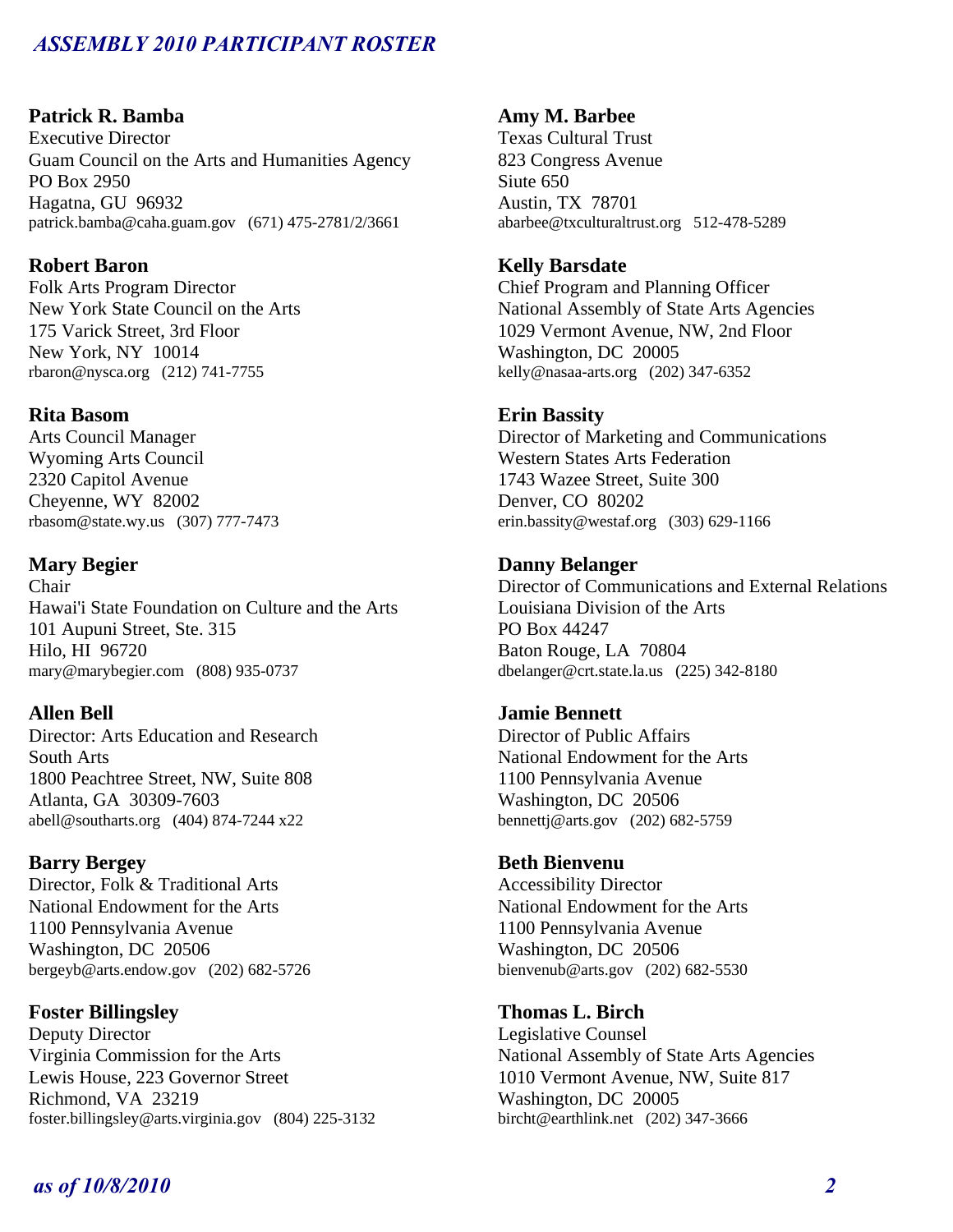**Patrick R. Bamba**
Executive Director
Guam Council on the Arts and Humanities Agency
PO Box 2950
Hagatna, GU 96932
patrick.bamba@caha.guam.gov (671) 475-2781/2/3661

**Robert Baron**
Folk Arts Program Director
New York State Council on the Arts
175 Varick Street, 3rd Floor
New York, NY 10014
rbaron@nysca.org (212) 741-7755

**Rita Basom**
Arts Council Manager
Wyoming Arts Council
2320 Capitol Avenue
Cheyenne, WY 82002
rbasom@state.wy.us (307) 777-7473

**Mary Begier**
Chair
Hawai'i State Foundation on Culture and the Arts
101 Aupuni Street, Ste. 315
Hilo, HI 96720
mary@marybegier.com (808) 935-0737

**Allen Bell**
Director: Arts Education and Research
South Arts
1800 Peachtree Street, NW, Suite 808
Atlanta, GA 30309-7603
abell@southarts.org (404) 874-7244 x22

**Barry Bergey**
Director, Folk & Traditional Arts
National Endowment for the Arts
1100 Pennsylvania Avenue
Washington, DC 20506
bergeyb@arts.endow.gov (202) 682-5726

**Foster Billingsley**
Deputy Director
Virginia Commission for the Arts
Lewis House, 223 Governor Street
Richmond, VA 23219
foster.billingsley@arts.virginia.gov (804) 225-3132

**Amy M. Barbee**
Texas Cultural Trust
823 Congress Avenue
Siute 650
Austin, TX 78701
abarbee@txculturaltrust.org 512-478-5289

**Kelly Barsdate**
Chief Program and Planning Officer
National Assembly of State Arts Agencies
1029 Vermont Avenue, NW, 2nd Floor
Washington, DC 20005
kelly@nasaa-arts.org (202) 347-6352

**Erin Bassity**
Director of Marketing and Communications
Western States Arts Federation
1743 Wazee Street, Suite 300
Denver, CO 80202
erin.bassity@westaf.org (303) 629-1166

**Danny Belanger**
Director of Communications and External Relations
Louisiana Division of the Arts
PO Box 44247
Baton Rouge, LA 70804
dbelanger@crt.state.la.us (225) 342-8180

**Jamie Bennett**
Director of Public Affairs
National Endowment for the Arts
1100 Pennsylvania Avenue
Washington, DC 20506
bennettj@arts.gov (202) 682-5759

**Beth Bienvenu**
Accessibility Director
National Endowment for the Arts
1100 Pennsylvania Avenue
Washington, DC 20506
bienvenub@arts.gov (202) 682-5530

**Thomas L. Birch**
Legislative Counsel
National Assembly of State Arts Agencies
1010 Vermont Avenue, NW, Suite 817
Washington, DC 20005
bircht@earthlink.net (202) 347-3666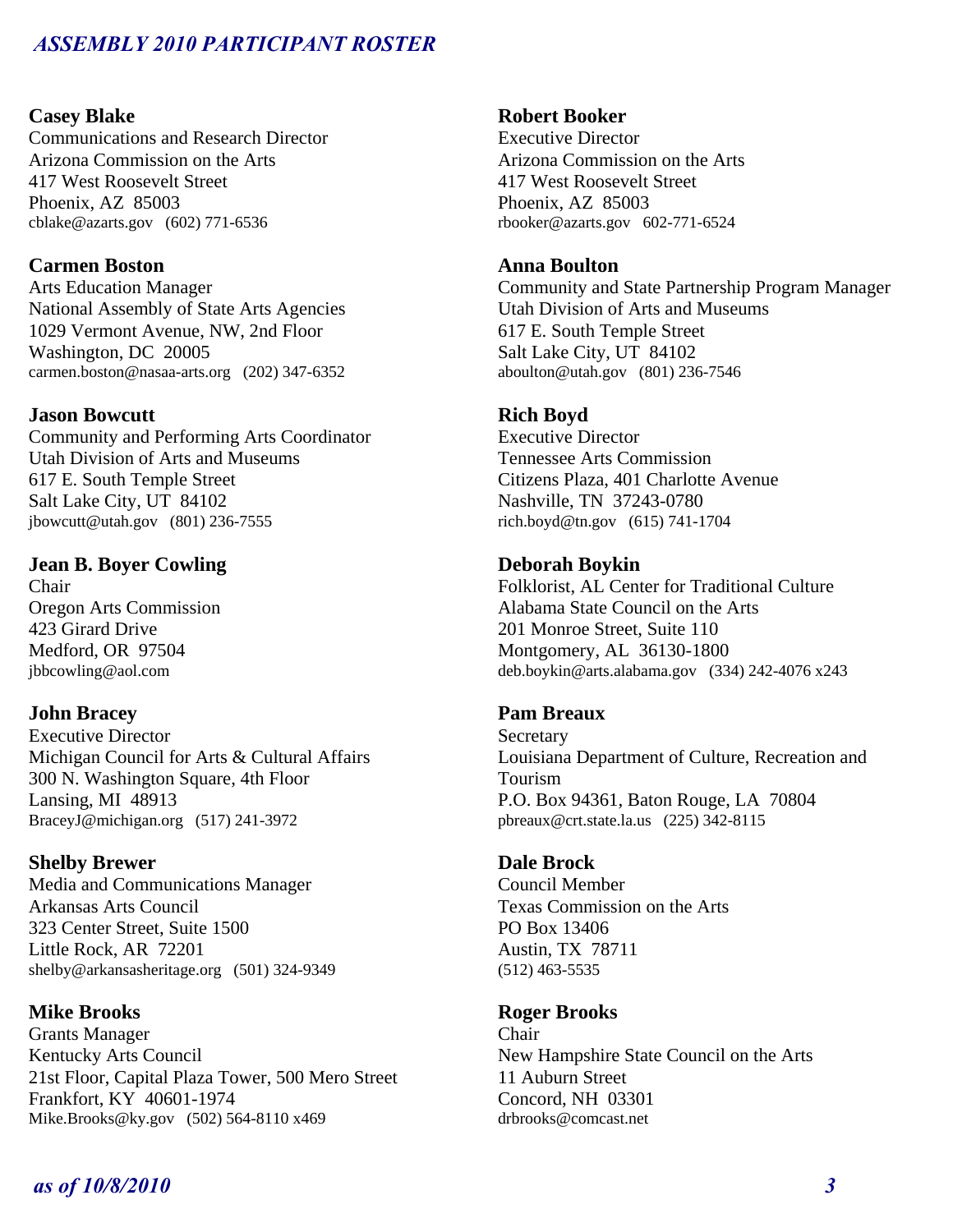## *ASSEMBLY 2010 PARTICIPANT ROSTER*

**Casey Blake**
Communications and Research Director
Arizona Commission on the Arts
417 West Roosevelt Street
Phoenix, AZ 85003
cblake@azarts.gov (602) 771-6536

**Carmen Boston**
Arts Education Manager
National Assembly of State Arts Agencies
1029 Vermont Avenue, NW, 2nd Floor
Washington, DC 20005
carmen.boston@nasaa-arts.org (202) 347-6352

**Jason Bowcutt**
Community and Performing Arts Coordinator
Utah Division of Arts and Museums
617 E. South Temple Street
Salt Lake City, UT 84102
jbowcutt@utah.gov (801) 236-7555

**Jean B. Boyer Cowling**
Chair
Oregon Arts Commission
423 Girard Drive
Medford, OR 97504
jbbcowling@aol.com

**John Bracey**
Executive Director
Michigan Council for Arts & Cultural Affairs
300 N. Washington Square, 4th Floor
Lansing, MI 48913
BraceyJ@michigan.org (517) 241-3972

**Shelby Brewer**
Media and Communications Manager
Arkansas Arts Council
323 Center Street, Suite 1500
Little Rock, AR 72201
shelby@arkansasheritage.org (501) 324-9349

**Mike Brooks**
Grants Manager
Kentucky Arts Council
21st Floor, Capital Plaza Tower, 500 Mero Street
Frankfort, KY 40601-1974
Mike.Brooks@ky.gov (502) 564-8110 x469

**Robert Booker**
Executive Director
Arizona Commission on the Arts
417 West Roosevelt Street
Phoenix, AZ 85003
rbooker@azarts.gov 602-771-6524

**Anna Boulton**
Community and State Partnership Program Manager
Utah Division of Arts and Museums
617 E. South Temple Street
Salt Lake City, UT 84102
aboulton@utah.gov (801) 236-7546

**Rich Boyd**
Executive Director
Tennessee Arts Commission
Citizens Plaza, 401 Charlotte Avenue
Nashville, TN 37243-0780
rich.boyd@tn.gov (615) 741-1704

**Deborah Boykin**
Folklorist, AL Center for Traditional Culture
Alabama State Council on the Arts
201 Monroe Street, Suite 110
Montgomery, AL 36130-1800
deb.boykin@arts.alabama.gov (334) 242-4076 x243

**Pam Breaux**
Secretary
Louisiana Department of Culture, Recreation and Tourism
P.O. Box 94361, Baton Rouge, LA 70804
pbreaux@crt.state.la.us (225) 342-8115

**Dale Brock**
Council Member
Texas Commission on the Arts
PO Box 13406
Austin, TX 78711
(512) 463-5535

**Roger Brooks**
Chair
New Hampshire State Council on the Arts
11 Auburn Street
Concord, NH 03301
drbrooks@comcast.net

*as of 10/8/2010*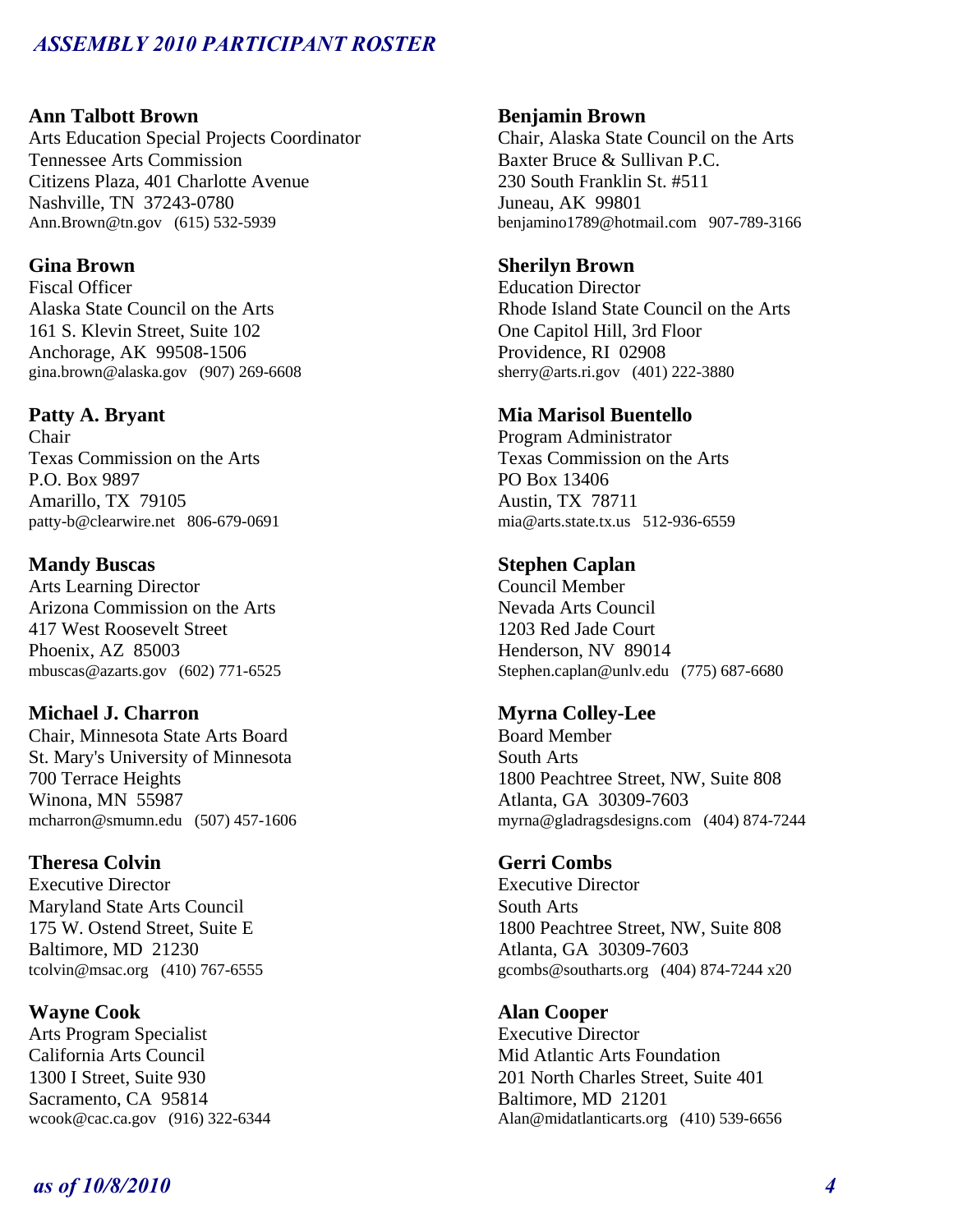**Ann Talbott Brown**
Arts Education Special Projects Coordinator
Tennessee Arts Commission
Citizens Plaza, 401 Charlotte Avenue
Nashville, TN 37243-0780
Ann.Brown@tn.gov (615) 532-5939

**Gina Brown**
Fiscal Officer
Alaska State Council on the Arts
161 S. Klevin Street, Suite 102
Anchorage, AK 99508-1506
gina.brown@alaska.gov (907) 269-6608

**Patty A. Bryant**
Chair
Texas Commission on the Arts
P.O. Box 9897
Amarillo, TX 79105
patty-b@clearwire.net 806-679-0691

**Mandy Buscas**
Arts Learning Director
Arizona Commission on the Arts
417 West Roosevelt Street
Phoenix, AZ 85003
mbuscas@azarts.gov (602) 771-6525

**Michael J. Charron**
Chair, Minnesota State Arts Board
St. Mary's University of Minnesota
700 Terrace Heights
Winona, MN 55987
mcharron@smumn.edu (507) 457-1606

**Theresa Colvin**
Executive Director
Maryland State Arts Council
175 W. Ostend Street, Suite E
Baltimore, MD 21230
tcolvin@msac.org (410) 767-6555

**Wayne Cook**
Arts Program Specialist
California Arts Council
1300 I Street, Suite 930
Sacramento, CA 95814
wcook@cac.ca.gov (916) 322-6344

**Benjamin Brown**
Chair, Alaska State Council on the Arts
Baxter Bruce & Sullivan P.C.
230 South Franklin St. #511
Juneau, AK 99801
benjamino1789@hotmail.com 907-789-3166

**Sherilyn Brown**
Education Director
Rhode Island State Council on the Arts
One Capitol Hill, 3rd Floor
Providence, RI 02908
sherry@arts.ri.gov (401) 222-3880

**Mia Marisol Buentello**
Program Administrator
Texas Commission on the Arts
PO Box 13406
Austin, TX 78711
mia@arts.state.tx.us 512-936-6559

**Stephen Caplan**
Council Member
Nevada Arts Council
1203 Red Jade Court
Henderson, NV 89014
Stephen.caplan@unlv.edu (775) 687-6680

**Myrna Colley-Lee**
Board Member
South Arts
1800 Peachtree Street, NW, Suite 808
Atlanta, GA 30309-7603
myrna@gladragsdesigns.com (404) 874-7244

**Gerri Combs**
Executive Director
South Arts
1800 Peachtree Street, NW, Suite 808
Atlanta, GA 30309-7603
gcombs@southarts.org (404) 874-7244 x20

**Alan Cooper**
Executive Director
Mid Atlantic Arts Foundation
201 North Charles Street, Suite 401
Baltimore, MD 21201
Alan@midatlanticarts.org (410) 539-6656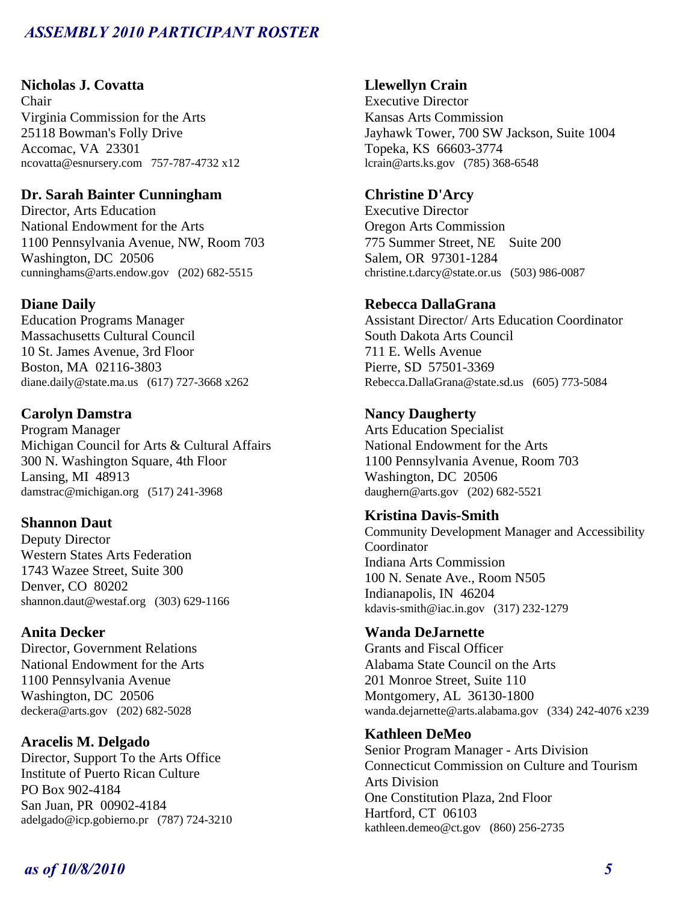**Nicholas J. Covatta**
Chair
Virginia Commission for the Arts
25118 Bowman's Folly Drive
Accomac, VA 23301
ncovatta@esnursery.com 757-787-4732 x12

**Dr. Sarah Bainter Cunningham**
Director, Arts Education
National Endowment for the Arts
1100 Pennsylvania Avenue, NW, Room 703
Washington, DC 20506
cunninghams@arts.endow.gov (202) 682-5515

**Diane Daily**
Education Programs Manager
Massachusetts Cultural Council
10 St. James Avenue, 3rd Floor
Boston, MA 02116-3803
diane.daily@state.ma.us (617) 727-3668 x262

**Carolyn Damstra**
Program Manager
Michigan Council for Arts & Cultural Affairs
300 N. Washington Square, 4th Floor
Lansing, MI 48913
damstrac@michigan.org (517) 241-3968

**Shannon Daut**
Deputy Director
Western States Arts Federation
1743 Wazee Street, Suite 300
Denver, CO 80202
shannon.daut@westaf.org (303) 629-1166

**Anita Decker**
Director, Government Relations
National Endowment for the Arts
1100 Pennsylvania Avenue
Washington, DC 20506
deckera@arts.gov (202) 682-5028

**Aracelis M. Delgado**
Director, Support To the Arts Office
Institute of Puerto Rican Culture
PO Box 902-4184
San Juan, PR 00902-4184
adelgado@icp.gobierno.pr (787) 724-3210

**Llewellyn Crain**
Executive Director
Kansas Arts Commission
Jayhawk Tower, 700 SW Jackson, Suite 1004
Topeka, KS 66603-3774
lcrain@arts.ks.gov (785) 368-6548

**Christine D'Arcy**
Executive Director
Oregon Arts Commission
775 Summer Street, NE Suite 200
Salem, OR 97301-1284
christine.t.darcy@state.or.us (503) 986-0087

**Rebecca DallaGrana**
Assistant Director/ Arts Education Coordinator
South Dakota Arts Council
711 E. Wells Avenue
Pierre, SD 57501-3369
Rebecca.DallaGrana@state.sd.us (605) 773-5084

**Nancy Daugherty**
Arts Education Specialist
National Endowment for the Arts
1100 Pennsylvania Avenue, Room 703
Washington, DC 20506
daughern@arts.gov (202) 682-5521

**Kristina Davis-Smith**
Community Development Manager and Accessibility Coordinator
Indiana Arts Commission
100 N. Senate Ave., Room N505
Indianapolis, IN 46204
kdavis-smith@iac.in.gov (317) 232-1279

**Wanda DeJarnette**
Grants and Fiscal Officer
Alabama State Council on the Arts
201 Monroe Street, Suite 110
Montgomery, AL 36130-1800
wanda.dejarnette@arts.alabama.gov (334) 242-4076 x239

**Kathleen DeMeo**
Senior Program Manager - Arts Division
Connecticut Commission on Culture and Tourism
Arts Division
One Constitution Plaza, 2nd Floor
Hartford, CT 06103
kathleen.demeo@ct.gov (860) 256-2735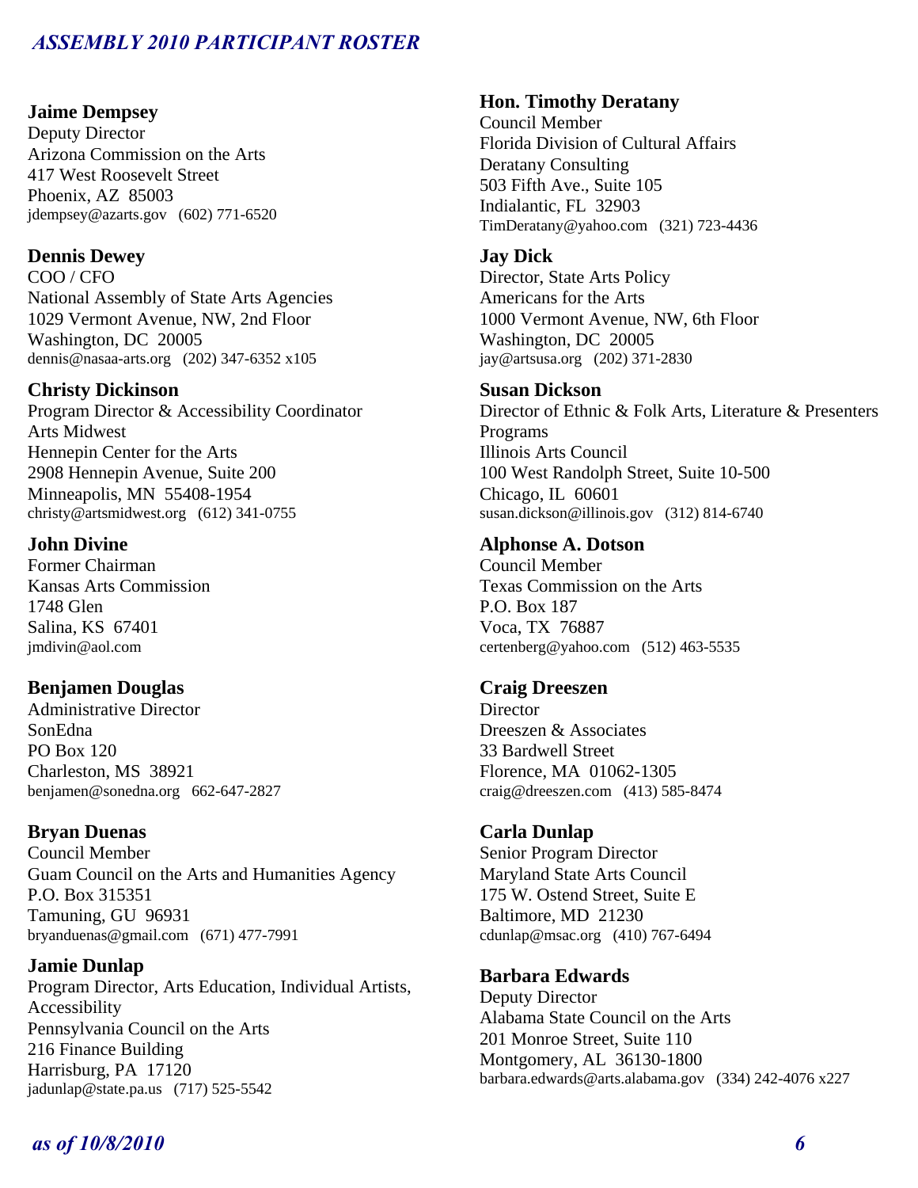**Jaime Dempsey**
Deputy Director
Arizona Commission on the Arts
417 West Roosevelt Street
Phoenix, AZ 85003
jdempsey@azarts.gov (602) 771-6520

**Dennis Dewey**
COO / CFO
National Assembly of State Arts Agencies
1029 Vermont Avenue, NW, 2nd Floor
Washington, DC 20005
dennis@nasaa-arts.org (202) 347-6352 x105

**Christy Dickinson**
Program Director & Accessibility Coordinator
Arts Midwest
Hennepin Center for the Arts
2908 Hennepin Avenue, Suite 200
Minneapolis, MN 55408-1954
christy@artsmidwest.org (612) 341-0755

**John Divine**
Former Chairman
Kansas Arts Commission
1748 Glen
Salina, KS 67401
jmdivin@aol.com

**Benjamen Douglas**
Administrative Director
SonEdna
PO Box 120
Charleston, MS 38921
benjamen@sonedna.org 662-647-2827

**Bryan Duenas**
Council Member
Guam Council on the Arts and Humanities Agency
P.O. Box 315351
Tamuning, GU 96931
bryanduenas@gmail.com (671) 477-7991

**Jamie Dunlap**
Program Director, Arts Education, Individual Artists, Accessibility
Pennsylvania Council on the Arts
216 Finance Building
Harrisburg, PA 17120
jadunlap@state.pa.us (717) 525-5542

**Hon. Timothy Deratany**
Council Member
Florida Division of Cultural Affairs
Deratany Consulting
503 Fifth Ave., Suite 105
Indialantic, FL 32903
TimDeratany@yahoo.com (321) 723-4436

**Jay Dick**
Director, State Arts Policy
Americans for the Arts
1000 Vermont Avenue, NW, 6th Floor
Washington, DC 20005
jay@artsusa.org (202) 371-2830

**Susan Dickson**
Director of Ethnic & Folk Arts, Literature & Presenters Programs
Illinois Arts Council
100 West Randolph Street, Suite 10-500
Chicago, IL 60601
susan.dickson@illinois.gov (312) 814-6740

**Alphonse A. Dotson**
Council Member
Texas Commission on the Arts
P.O. Box 187
Voca, TX 76887
certenberg@yahoo.com (512) 463-5535

**Craig Dreeszen**
Director
Dreeszen & Associates
33 Bardwell Street
Florence, MA 01062-1305
craig@dreeszen.com (413) 585-8474

**Carla Dunlap**
Senior Program Director
Maryland State Arts Council
175 W. Ostend Street, Suite E
Baltimore, MD 21230
cdunlap@msac.org (410) 767-6494

**Barbara Edwards**
Deputy Director
Alabama State Council on the Arts
201 Monroe Street, Suite 110
Montgomery, AL 36130-1800
barbara.edwards@arts.alabama.gov (334) 242-4076 x227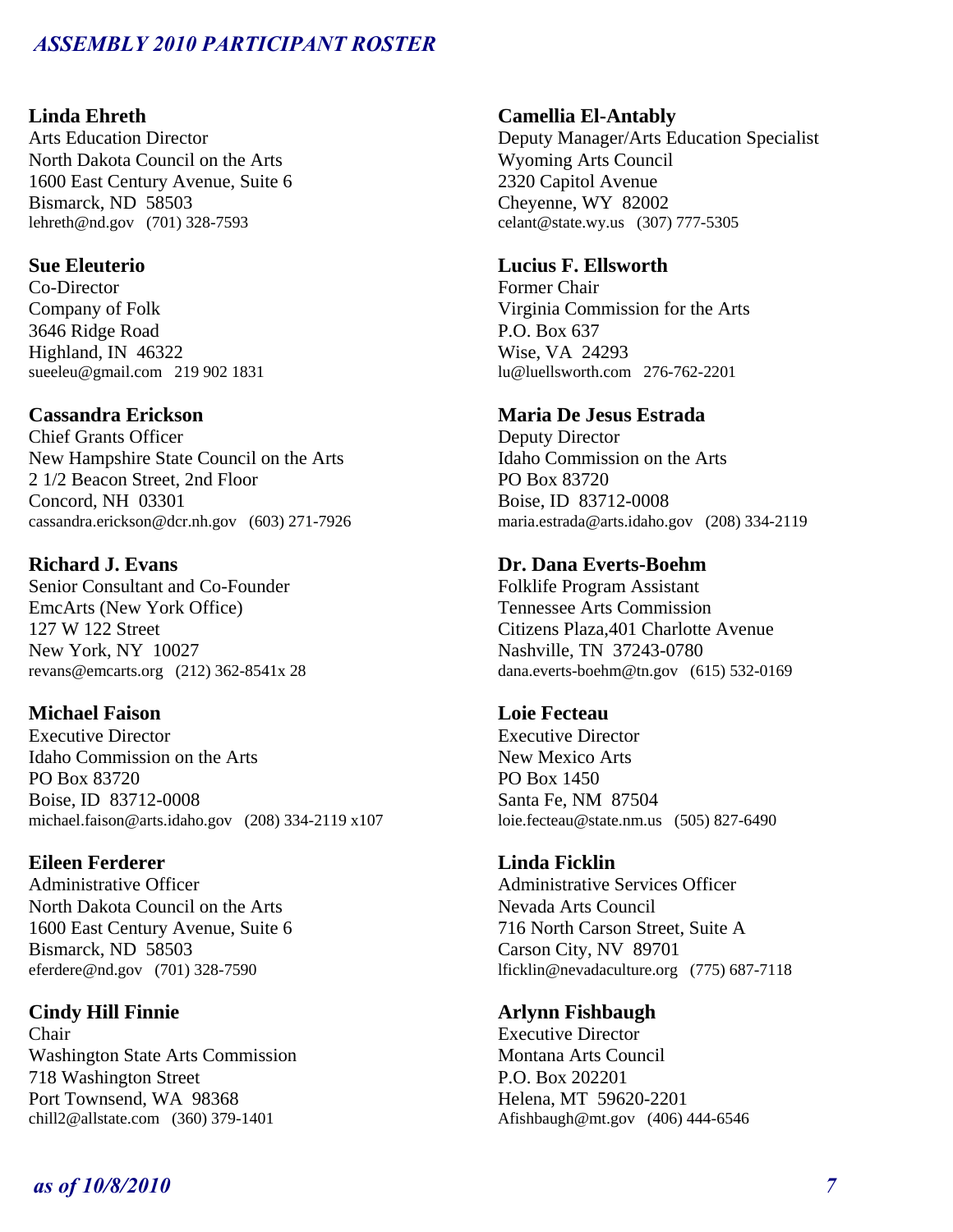**Linda Ehreth**
Arts Education Director
North Dakota Council on the Arts
1600 East Century Avenue, Suite 6
Bismarck, ND 58503
lehreth@nd.gov (701) 328-7593

**Sue Eleuterio**
Co-Director
Company of Folk
3646 Ridge Road
Highland, IN 46322
sueeleu@gmail.com 219 902 1831

**Cassandra Erickson**
Chief Grants Officer
New Hampshire State Council on the Arts
2 1/2 Beacon Street, 2nd Floor
Concord, NH 03301
cassandra.erickson@dcr.nh.gov (603) 271-7926

**Richard J. Evans**
Senior Consultant and Co-Founder
EmcArts (New York Office)
127 W 122 Street
New York, NY 10027
revans@emcarts.org (212) 362-8541x 28

**Michael Faison**
Executive Director
Idaho Commission on the Arts
PO Box 83720
Boise, ID 83712-0008
michael.faison@arts.idaho.gov (208) 334-2119 x107

**Eileen Ferderer**
Administrative Officer
North Dakota Council on the Arts
1600 East Century Avenue, Suite 6
Bismarck, ND 58503
eferdere@nd.gov (701) 328-7590

**Cindy Hill Finnie**
Chair
Washington State Arts Commission
718 Washington Street
Port Townsend, WA 98368
chill2@allstate.com (360) 379-1401

**Camellia El-Antably**
Deputy Manager/Arts Education Specialist
Wyoming Arts Council
2320 Capitol Avenue
Cheyenne, WY 82002
celant@state.wy.us (307) 777-5305

**Lucius F. Ellsworth**
Former Chair
Virginia Commission for the Arts
P.O. Box 637
Wise, VA 24293
lu@luellsworth.com 276-762-2201

**Maria De Jesus Estrada**
Deputy Director
Idaho Commission on the Arts
PO Box 83720
Boise, ID 83712-0008
maria.estrada@arts.idaho.gov (208) 334-2119

**Dr. Dana Everts-Boehm**
Folklife Program Assistant
Tennessee Arts Commission
Citizens Plaza,401 Charlotte Avenue
Nashville, TN 37243-0780
dana.everts-boehm@tn.gov (615) 532-0169

**Loie Fecteau**
Executive Director
New Mexico Arts
PO Box 1450
Santa Fe, NM 87504
loie.fecteau@state.nm.us (505) 827-6490

**Linda Ficklin**
Administrative Services Officer
Nevada Arts Council
716 North Carson Street, Suite A
Carson City, NV 89701
lficklin@nevadaculture.org (775) 687-7118

**Arlynn Fishbaugh**
Executive Director
Montana Arts Council
P.O. Box 202201
Helena, MT 59620-2201
Afishbaugh@mt.gov (406) 444-6546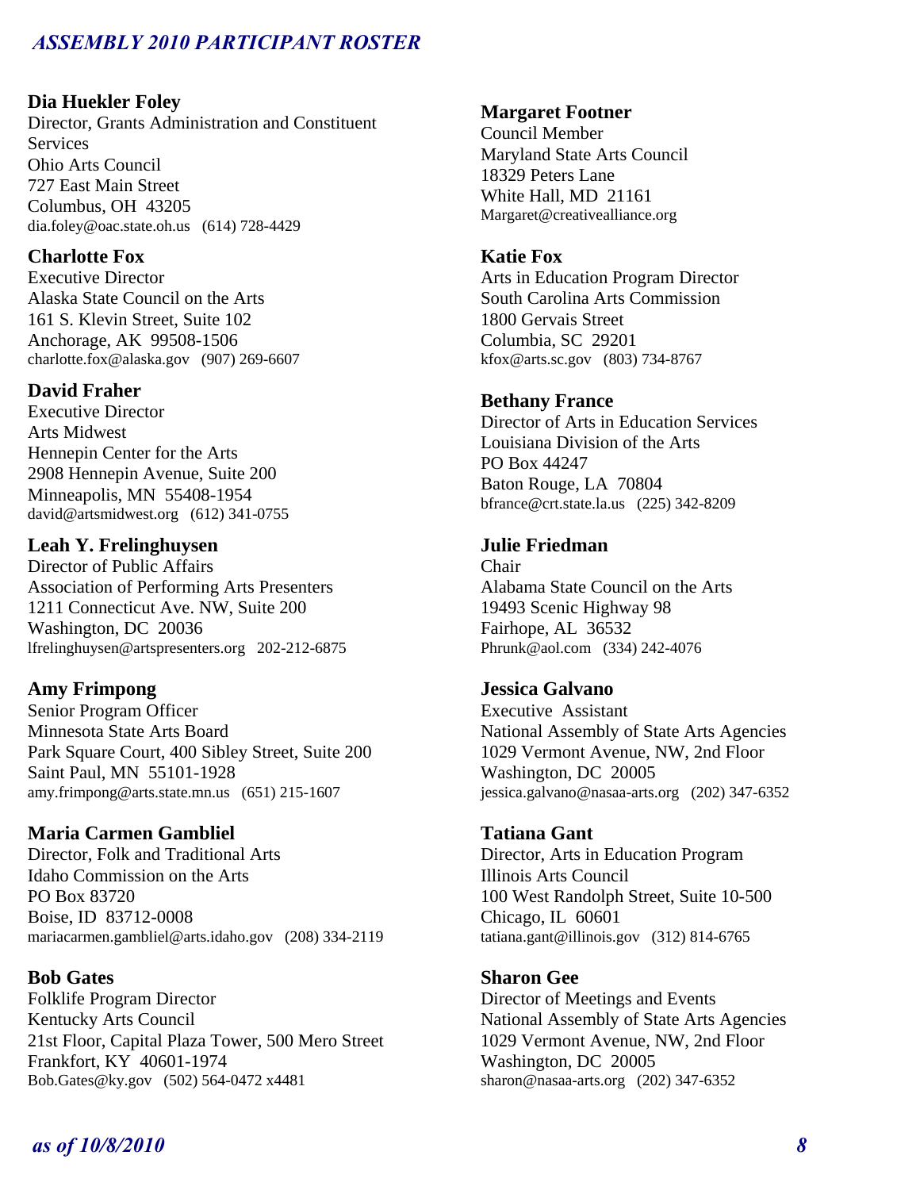**Dia Huekler Foley**
Director, Grants Administration and Constituent Services
Ohio Arts Council
727 East Main Street
Columbus, OH 43205
dia.foley@oac.state.oh.us (614) 728-4429

**Charlotte Fox**
Executive Director
Alaska State Council on the Arts
161 S. Klevin Street, Suite 102
Anchorage, AK 99508-1506
charlotte.fox@alaska.gov (907) 269-6607

**David Fraher**
Executive Director
Arts Midwest
Hennepin Center for the Arts
2908 Hennepin Avenue, Suite 200
Minneapolis, MN 55408-1954
david@artsmidwest.org (612) 341-0755

**Leah Y. Frelinghuysen**
Director of Public Affairs
Association of Performing Arts Presenters
1211 Connecticut Ave. NW, Suite 200
Washington, DC 20036
lfrelinghuysen@artspresenters.org 202-212-6875

**Amy Frimpong**
Senior Program Officer
Minnesota State Arts Board
Park Square Court, 400 Sibley Street, Suite 200
Saint Paul, MN 55101-1928
amy.frimpong@arts.state.mn.us (651) 215-1607

**Maria Carmen Gambliel**
Director, Folk and Traditional Arts
Idaho Commission on the Arts
PO Box 83720
Boise, ID 83712-0008
mariacarmen.gambliel@arts.idaho.gov (208) 334-2119

**Bob Gates**
Folklife Program Director
Kentucky Arts Council
21st Floor, Capital Plaza Tower, 500 Mero Street
Frankfort, KY 40601-1974
Bob.Gates@ky.gov (502) 564-0472 x4481

**Margaret Footner**
Council Member
Maryland State Arts Council
18329 Peters Lane
White Hall, MD 21161
Margaret@creativealliance.org

**Katie Fox**
Arts in Education Program Director
South Carolina Arts Commission
1800 Gervais Street
Columbia, SC 29201
kfox@arts.sc.gov (803) 734-8767

**Bethany France**
Director of Arts in Education Services
Louisiana Division of the Arts
PO Box 44247
Baton Rouge, LA 70804
bfrance@crt.state.la.us (225) 342-8209

**Julie Friedman**
Chair
Alabama State Council on the Arts
19493 Scenic Highway 98
Fairhope, AL 36532
Phrunk@aol.com (334) 242-4076

**Jessica Galvano**
Executive Assistant
National Assembly of State Arts Agencies
1029 Vermont Avenue, NW, 2nd Floor
Washington, DC 20005
jessica.galvano@nasaa-arts.org (202) 347-6352

**Tatiana Gant**
Director, Arts in Education Program
Illinois Arts Council
100 West Randolph Street, Suite 10-500
Chicago, IL 60601
tatiana.gant@illinois.gov (312) 814-6765

**Sharon Gee**
Director of Meetings and Events
National Assembly of State Arts Agencies
1029 Vermont Avenue, NW, 2nd Floor
Washington, DC 20005
sharon@nasaa-arts.org (202) 347-6352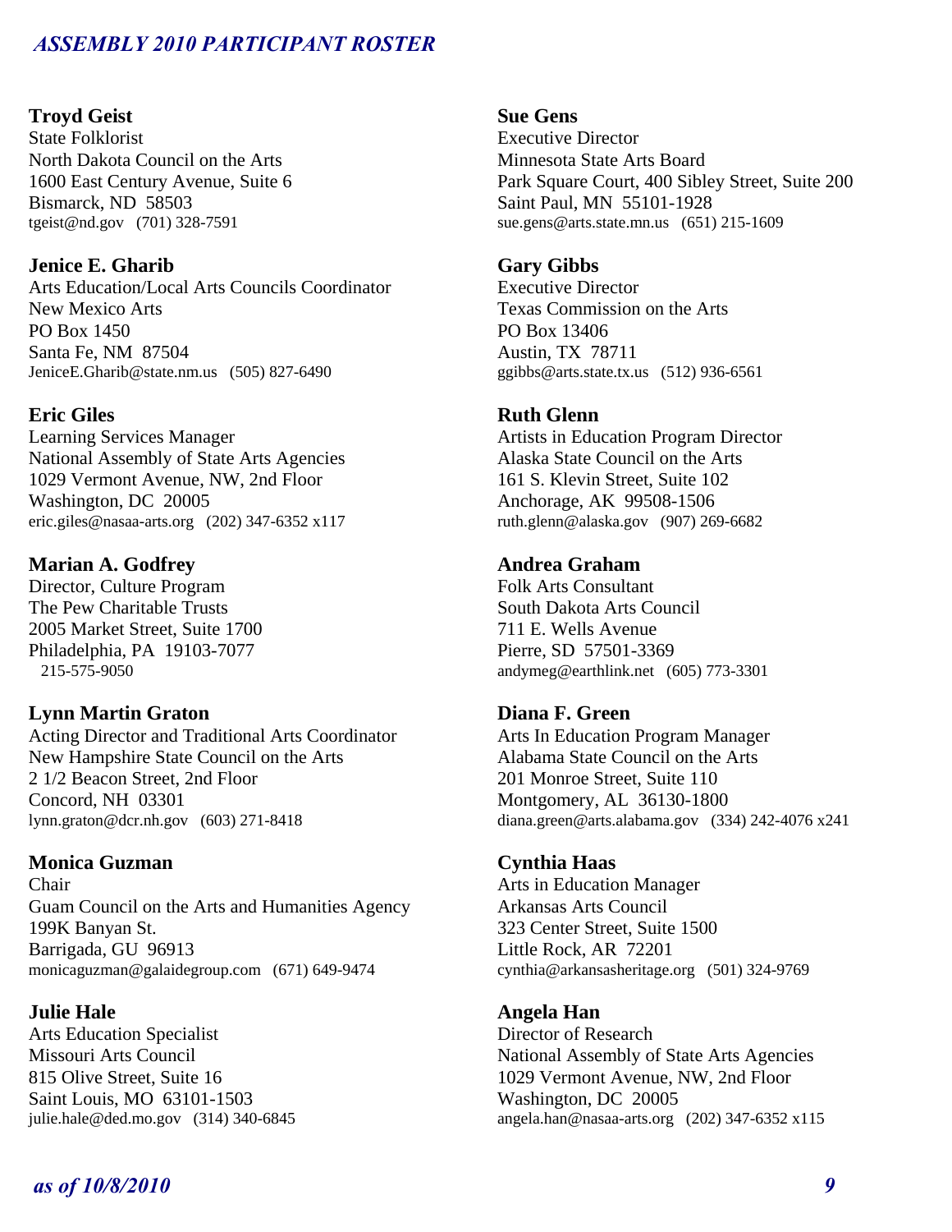**Troyd Geist**
State Folklorist
North Dakota Council on the Arts
1600 East Century Avenue, Suite 6
Bismarck, ND 58503
tgeist@nd.gov (701) 328-7591

**Jenice E. Gharib**
Arts Education/Local Arts Councils Coordinator
New Mexico Arts
PO Box 1450
Santa Fe, NM 87504
JeniceE.Gharib@state.nm.us (505) 827-6490

**Eric Giles**
Learning Services Manager
National Assembly of State Arts Agencies
1029 Vermont Avenue, NW, 2nd Floor
Washington, DC 20005
eric.giles@nasaa-arts.org (202) 347-6352 x117

**Marian A. Godfrey**
Director, Culture Program
The Pew Charitable Trusts
2005 Market Street, Suite 1700
Philadelphia, PA 19103-7077
215-575-9050

**Lynn Martin Graton**
Acting Director and Traditional Arts Coordinator
New Hampshire State Council on the Arts
2 1/2 Beacon Street, 2nd Floor
Concord, NH 03301
lynn.graton@dcr.nh.gov (603) 271-8418

**Monica Guzman**
Chair
Guam Council on the Arts and Humanities Agency
199K Banyan St.
Barrigada, GU 96913
monicaguzman@galaidegroup.com (671) 649-9474

**Julie Hale**
Arts Education Specialist
Missouri Arts Council
815 Olive Street, Suite 16
Saint Louis, MO 63101-1503
julie.hale@ded.mo.gov (314) 340-6845

**Sue Gens**
Executive Director
Minnesota State Arts Board
Park Square Court, 400 Sibley Street, Suite 200
Saint Paul, MN 55101-1928
sue.gens@arts.state.mn.us (651) 215-1609

**Gary Gibbs**
Executive Director
Texas Commission on the Arts
PO Box 13406
Austin, TX 78711
ggibbs@arts.state.tx.us (512) 936-6561

**Ruth Glenn**
Artists in Education Program Director
Alaska State Council on the Arts
161 S. Klevin Street, Suite 102
Anchorage, AK 99508-1506
ruth.glenn@alaska.gov (907) 269-6682

**Andrea Graham**
Folk Arts Consultant
South Dakota Arts Council
711 E. Wells Avenue
Pierre, SD 57501-3369
andymeg@earthlink.net (605) 773-3301

**Diana F. Green**
Arts In Education Program Manager
Alabama State Council on the Arts
201 Monroe Street, Suite 110
Montgomery, AL 36130-1800
diana.green@arts.alabama.gov (334) 242-4076 x241

**Cynthia Haas**
Arts in Education Manager
Arkansas Arts Council
323 Center Street, Suite 1500
Little Rock, AR 72201
cynthia@arkansasheritage.org (501) 324-9769

**Angela Han**
Director of Research
National Assembly of State Arts Agencies
1029 Vermont Avenue, NW, 2nd Floor
Washington, DC 20005
angela.han@nasaa-arts.org (202) 347-6352 x115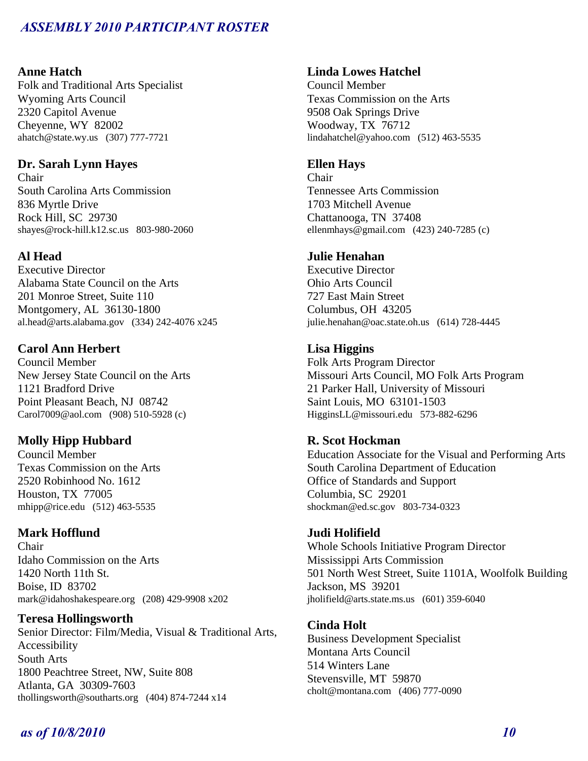**Anne Hatch**
Folk and Traditional Arts Specialist
Wyoming Arts Council
2320 Capitol Avenue
Cheyenne, WY 82002
ahatch@state.wy.us (307) 777-7721

**Dr. Sarah Lynn Hayes**
Chair
South Carolina Arts Commission
836 Myrtle Drive
Rock Hill, SC 29730
shayes@rock-hill.k12.sc.us 803-980-2060

**Al Head**
Executive Director
Alabama State Council on the Arts
201 Monroe Street, Suite 110
Montgomery, AL 36130-1800
al.head@arts.alabama.gov (334) 242-4076 x245

**Carol Ann Herbert**
Council Member
New Jersey State Council on the Arts
1121 Bradford Drive
Point Pleasant Beach, NJ 08742
Carol7009@aol.com (908) 510-5928 (c)

**Molly Hipp Hubbard**
Council Member
Texas Commission on the Arts
2520 Robinhood No. 1612
Houston, TX 77005
mhipp@rice.edu (512) 463-5535

**Mark Hofflund**
Chair
Idaho Commission on the Arts
1420 North 11th St.
Boise, ID 83702
mark@idahoshakespeare.org (208) 429-9908 x202

**Teresa Hollingsworth**
Senior Director: Film/Media, Visual & Traditional Arts, Accessibility
South Arts
1800 Peachtree Street, NW, Suite 808
Atlanta, GA 30309-7603
thollingsworth@southarts.org (404) 874-7244 x14

**Linda Lowes Hatchel**
Council Member
Texas Commission on the Arts
9508 Oak Springs Drive
Woodway, TX 76712
lindahatchel@yahoo.com (512) 463-5535

**Ellen Hays**
Chair
Tennessee Arts Commission
1703 Mitchell Avenue
Chattanooga, TN 37408
ellenmhays@gmail.com (423) 240-7285 (c)

**Julie Henahan**
Executive Director
Ohio Arts Council
727 East Main Street
Columbus, OH 43205
julie.henahan@oac.state.oh.us (614) 728-4445

**Lisa Higgins**
Folk Arts Program Director
Missouri Arts Council, MO Folk Arts Program
21 Parker Hall, University of Missouri
Saint Louis, MO 63101-1503
HigginsLL@missouri.edu 573-882-6296

**R. Scot Hockman**
Education Associate for the Visual and Performing Arts
South Carolina Department of Education
Office of Standards and Support
Columbia, SC 29201
shockman@ed.sc.gov 803-734-0323

**Judi Holifield**
Whole Schools Initiative Program Director
Mississippi Arts Commission
501 North West Street, Suite 1101A, Woolfolk Building
Jackson, MS 39201
jholifield@arts.state.ms.us (601) 359-6040

**Cinda Holt**
Business Development Specialist
Montana Arts Council
514 Winters Lane
Stevensville, MT 59870
cholt@montana.com (406) 777-0090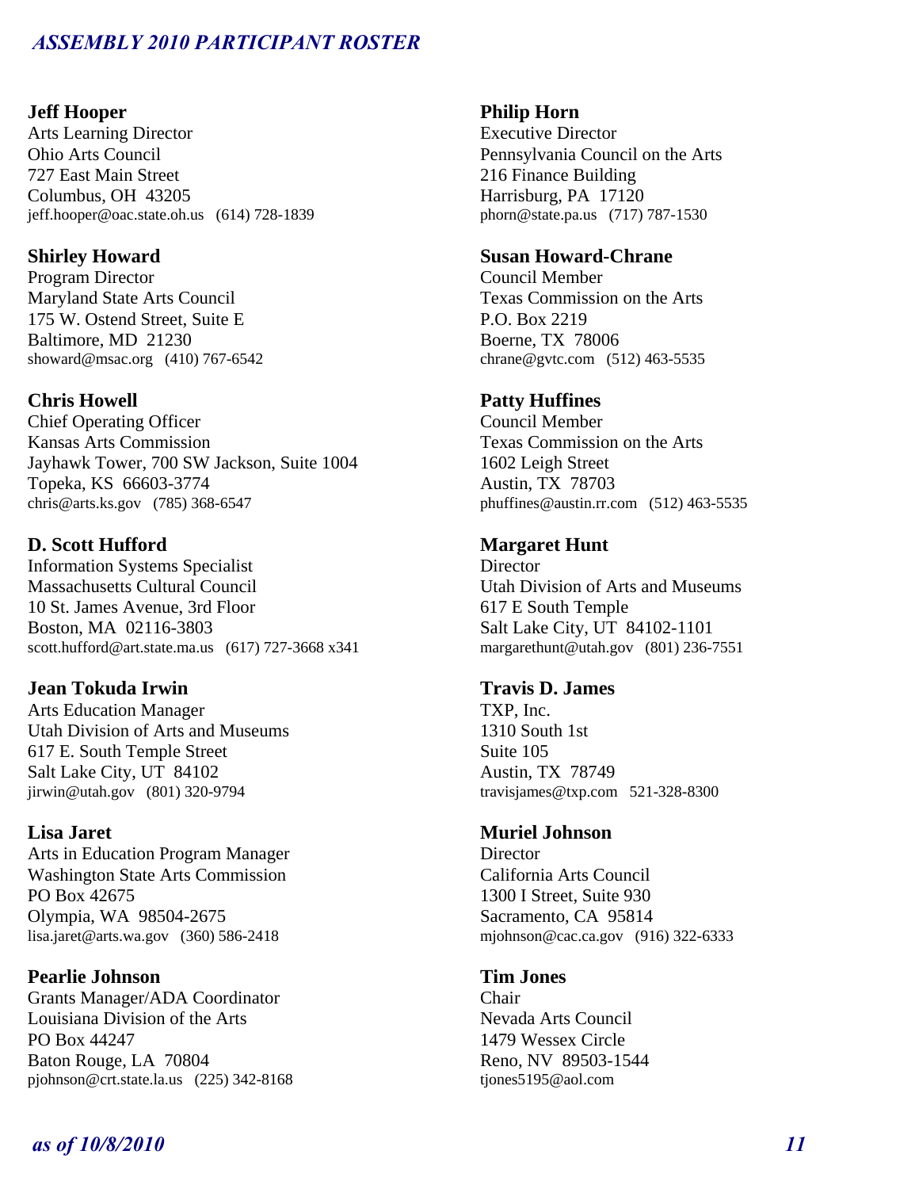**Jeff Hooper**
Arts Learning Director
Ohio Arts Council
727 East Main Street
Columbus, OH 43205
jeff.hooper@oac.state.oh.us (614) 728-1839

**Shirley Howard**
Program Director
Maryland State Arts Council
175 W. Ostend Street, Suite E
Baltimore, MD 21230
showard@msac.org (410) 767-6542

**Chris Howell**
Chief Operating Officer
Kansas Arts Commission
Jayhawk Tower, 700 SW Jackson, Suite 1004
Topeka, KS 66603-3774
chris@arts.ks.gov (785) 368-6547

**D. Scott Hufford**
Information Systems Specialist
Massachusetts Cultural Council
10 St. James Avenue, 3rd Floor
Boston, MA 02116-3803
scott.hufford@art.state.ma.us (617) 727-3668 x341

**Jean Tokuda Irwin**
Arts Education Manager
Utah Division of Arts and Museums
617 E. South Temple Street
Salt Lake City, UT 84102
jirwin@utah.gov (801) 320-9794

**Lisa Jaret**
Arts in Education Program Manager
Washington State Arts Commission
PO Box 42675
Olympia, WA 98504-2675
lisa.jaret@arts.wa.gov (360) 586-2418

**Pearlie Johnson**
Grants Manager/ADA Coordinator
Louisiana Division of the Arts
PO Box 44247
Baton Rouge, LA 70804
pjohnson@crt.state.la.us (225) 342-8168

**Philip Horn**
Executive Director
Pennsylvania Council on the Arts
216 Finance Building
Harrisburg, PA 17120
phorn@state.pa.us (717) 787-1530

**Susan Howard-Chrane**
Council Member
Texas Commission on the Arts
P.O. Box 2219
Boerne, TX 78006
chrane@gvtc.com (512) 463-5535

**Patty Huffines**
Council Member
Texas Commission on the Arts
1602 Leigh Street
Austin, TX 78703
phuffines@austin.rr.com (512) 463-5535

**Margaret Hunt**
Director
Utah Division of Arts and Museums
617 E South Temple
Salt Lake City, UT 84102-1101
margarethunt@utah.gov (801) 236-7551

**Travis D. James**
TXP, Inc.
1310 South 1st
Suite 105
Austin, TX 78749
travisjames@txp.com 521-328-8300

**Muriel Johnson**
Director
California Arts Council
1300 I Street, Suite 930
Sacramento, CA 95814
mjohnson@cac.ca.gov (916) 322-6333

**Tim Jones**
Chair
Nevada Arts Council
1479 Wessex Circle
Reno, NV 89503-1544
tjones5195@aol.com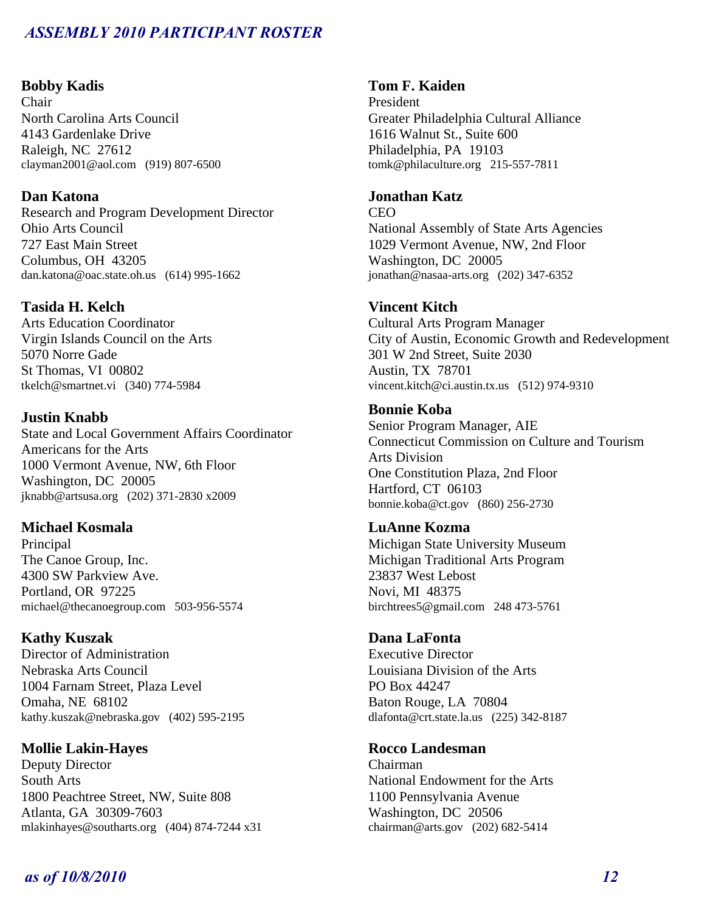**Bobby Kadis**
Chair
North Carolina Arts Council
4143 Gardenlake Drive
Raleigh, NC 27612
clayman2001@aol.com (919) 807-6500

**Dan Katona**
Research and Program Development Director
Ohio Arts Council
727 East Main Street
Columbus, OH 43205
dan.katona@oac.state.oh.us (614) 995-1662

**Tasida H. Kelch**
Arts Education Coordinator
Virgin Islands Council on the Arts
5070 Norre Gade
St Thomas, VI 00802
tkelch@smartnet.vi (340) 774-5984

**Justin Knabb**
State and Local Government Affairs Coordinator
Americans for the Arts
1000 Vermont Avenue, NW, 6th Floor
Washington, DC 20005
jknabb@artsusa.org (202) 371-2830 x2009

**Michael Kosmala**
Principal
The Canoe Group, Inc.
4300 SW Parkview Ave.
Portland, OR 97225
michael@thecanoegroup.com 503-956-5574

**Kathy Kuszak**
Director of Administration
Nebraska Arts Council
1004 Farnam Street, Plaza Level
Omaha, NE 68102
kathy.kuszak@nebraska.gov (402) 595-2195

**Mollie Lakin-Hayes**
Deputy Director
South Arts
1800 Peachtree Street, NW, Suite 808
Atlanta, GA 30309-7603
mlakinhayes@southarts.org (404) 874-7244 x31

**Tom F. Kaiden**
President
Greater Philadelphia Cultural Alliance
1616 Walnut St., Suite 600
Philadelphia, PA 19103
tomk@philaculture.org 215-557-7811

**Jonathan Katz**
CEO
National Assembly of State Arts Agencies
1029 Vermont Avenue, NW, 2nd Floor
Washington, DC 20005
jonathan@nasaa-arts.org (202) 347-6352

**Vincent Kitch**
Cultural Arts Program Manager
City of Austin, Economic Growth and Redevelopment
301 W 2nd Street, Suite 2030
Austin, TX 78701
vincent.kitch@ci.austin.tx.us (512) 974-9310

**Bonnie Koba**
Senior Program Manager, AIE
Connecticut Commission on Culture and Tourism
Arts Division
One Constitution Plaza, 2nd Floor
Hartford, CT 06103
bonnie.koba@ct.gov (860) 256-2730

**LuAnne Kozma**
Michigan State University Museum
Michigan Traditional Arts Program
23837 West Lebost
Novi, MI 48375
birchtrees5@gmail.com 248 473-5761

**Dana LaFonta**
Executive Director
Louisiana Division of the Arts
PO Box 44247
Baton Rouge, LA 70804
dlafonta@crt.state.la.us (225) 342-8187

**Rocco Landesman**
Chairman
National Endowment for the Arts
1100 Pennsylvania Avenue
Washington, DC 20506
chairman@arts.gov (202) 682-5414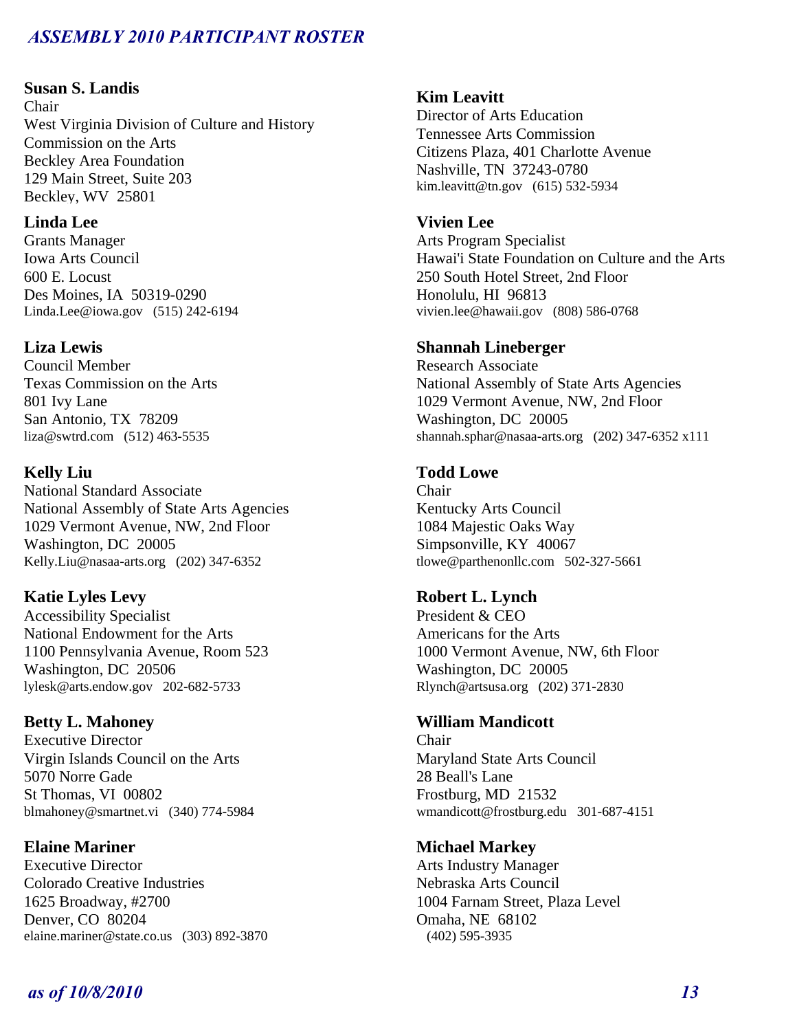**Susan S. Landis**
Chair
West Virginia Division of Culture and History
Commission on the Arts
Beckley Area Foundation
129 Main Street, Suite 203
Beckley, WV 25801

**Linda Lee**
Grants Manager
Iowa Arts Council
600 E. Locust
Des Moines, IA 50319-0290
Linda.Lee@iowa.gov (515) 242-6194

**Liza Lewis**
Council Member
Texas Commission on the Arts
801 Ivy Lane
San Antonio, TX 78209
liza@swtrd.com (512) 463-5535

**Kelly Liu**
National Standard Associate
National Assembly of State Arts Agencies
1029 Vermont Avenue, NW, 2nd Floor
Washington, DC 20005
Kelly.Liu@nasaa-arts.org (202) 347-6352

**Katie Lyles Levy**
Accessibility Specialist
National Endowment for the Arts
1100 Pennsylvania Avenue, Room 523
Washington, DC 20506
lylesk@arts.endow.gov 202-682-5733

**Betty L. Mahoney**
Executive Director
Virgin Islands Council on the Arts
5070 Norre Gade
St Thomas, VI 00802
blmahoney@smartnet.vi (340) 774-5984

**Elaine Mariner**
Executive Director
Colorado Creative Industries
1625 Broadway, #2700
Denver, CO 80204
elaine.mariner@state.co.us (303) 892-3870

**Kim Leavitt**
Director of Arts Education
Tennessee Arts Commission
Citizens Plaza, 401 Charlotte Avenue
Nashville, TN 37243-0780
kim.leavitt@tn.gov (615) 532-5934

**Vivien Lee**
Arts Program Specialist
Hawai'i State Foundation on Culture and the Arts
250 South Hotel Street, 2nd Floor
Honolulu, HI 96813
vivien.lee@hawaii.gov (808) 586-0768

**Shannah Lineberger**
Research Associate
National Assembly of State Arts Agencies
1029 Vermont Avenue, NW, 2nd Floor
Washington, DC 20005
shannah.sphar@nasaa-arts.org (202) 347-6352 x111

**Todd Lowe**
Chair
Kentucky Arts Council
1084 Majestic Oaks Way
Simpsonville, KY 40067
tlowe@parthenonllc.com 502-327-5661

**Robert L. Lynch**
President & CEO
Americans for the Arts
1000 Vermont Avenue, NW, 6th Floor
Washington, DC 20005
Rlynch@artsusa.org (202) 371-2830

**William Mandicott**
Chair
Maryland State Arts Council
28 Beall's Lane
Frostburg, MD 21532
wmandicott@frostburg.edu 301-687-4151

**Michael Markey**
Arts Industry Manager
Nebraska Arts Council
1004 Farnam Street, Plaza Level
Omaha, NE 68102
(402) 595-3935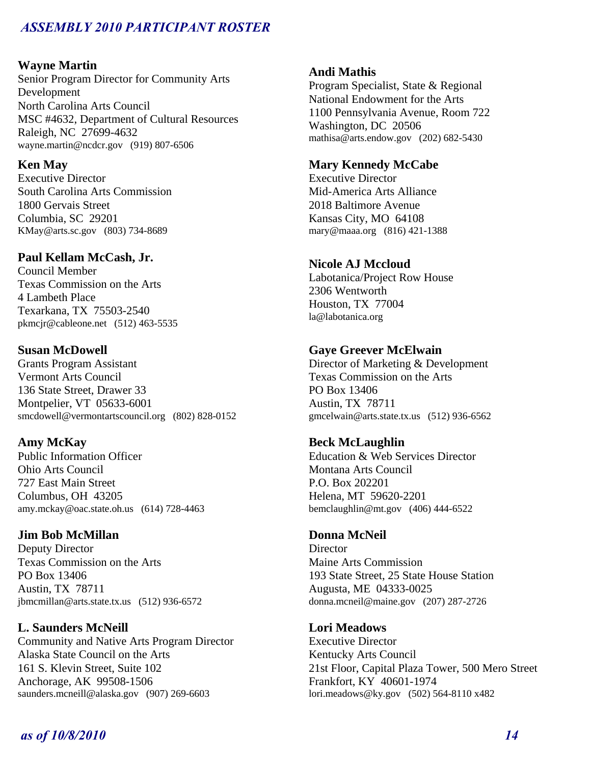Wayne Martin**
Senior Program Director for Community Arts Development
North Carolina Arts Council
MSC #4632, Department of Cultural Resources
Raleigh, NC 27699-4632
wayne.martin@ncdcr.gov (919) 807-6506

**Ken May**
Executive Director
South Carolina Arts Commission
1800 Gervais Street
Columbia, SC 29201
KMay@arts.sc.gov (803) 734-8689

**Paul Kellam McCash, Jr.**
Council Member
Texas Commission on the Arts
4 Lambeth Place
Texarkana, TX 75503-2540
pkmcjr@cableone.net (512) 463-5535

**Susan McDowell**
Grants Program Assistant
Vermont Arts Council
136 State Street, Drawer 33
Montpelier, VT 05633-6001
smcdowell@vermontartscouncil.org (802) 828-0152

**Amy McKay**
Public Information Officer
Ohio Arts Council
727 East Main Street
Columbus, OH 43205
amy.mckay@oac.state.oh.us (614) 728-4463

**Jim Bob McMillan**
Deputy Director
Texas Commission on the Arts
PO Box 13406
Austin, TX 78711
jbmcmillan@arts.state.tx.us (512) 936-6572

**L. Saunders McNeill**
Community and Native Arts Program Director
Alaska State Council on the Arts
161 S. Klevin Street, Suite 102
Anchorage, AK 99508-1506
saunders.mcneill@alaska.gov (907) 269-6603

**Andi Mathis**
Program Specialist, State & Regional
National Endowment for the Arts
1100 Pennsylvania Avenue, Room 722
Washington, DC 20506
mathisa@arts.endow.gov (202) 682-5430

**Mary Kennedy McCabe**
Executive Director
Mid-America Arts Alliance
2018 Baltimore Avenue
Kansas City, MO 64108
mary@maaa.org (816) 421-1388

**Nicole AJ Mccloud**
Labotanica/Project Row House
2306 Wentworth
Houston, TX 77004
la@labotanica.org

**Gaye Greever McElwain**
Director of Marketing & Development
Texas Commission on the Arts
PO Box 13406
Austin, TX 78711
gmcelwain@arts.state.tx.us (512) 936-6562

**Beck McLaughlin**
Education & Web Services Director
Montana Arts Council
P.O. Box 202201
Helena, MT 59620-2201
bemclaughlin@mt.gov (406) 444-6522

**Donna McNeil**
Director
Maine Arts Commission
193 State Street, 25 State House Station
Augusta, ME 04333-0025
donna.mcneil@maine.gov (207) 287-2726

**Lori Meadows**
Executive Director
Kentucky Arts Council
21st Floor, Capital Plaza Tower, 500 Mero Street
Frankfort, KY 40601-1974
lori.meadows@ky.gov (502) 564-8110 x482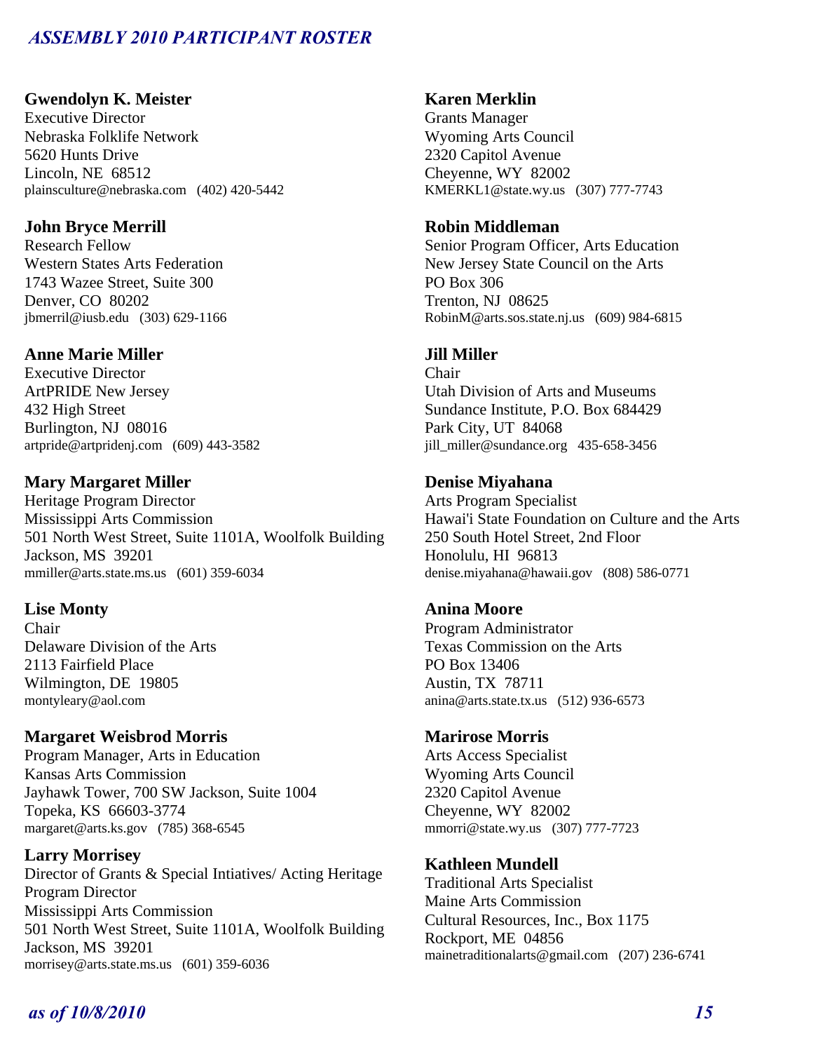**Gwendolyn K. Meister**
Executive Director
Nebraska Folklife Network
5620 Hunts Drive
Lincoln, NE 68512
plainsculture@nebraska.com (402) 420-5442

**John Bryce Merrill**
Research Fellow
Western States Arts Federation
1743 Wazee Street, Suite 300
Denver, CO 80202
jbmerril@iusb.edu (303) 629-1166

**Anne Marie Miller**
Executive Director
ArtPRIDE New Jersey
432 High Street
Burlington, NJ 08016
artpride@artpridenj.com (609) 443-3582

**Mary Margaret Miller**
Heritage Program Director
Mississippi Arts Commission
501 North West Street, Suite 1101A, Woolfolk Building
Jackson, MS 39201
mmiller@arts.state.ms.us (601) 359-6034

**Lise Monty**
Chair
Delaware Division of the Arts
2113 Fairfield Place
Wilmington, DE 19805
montyleary@aol.com

**Margaret Weisbrod Morris**
Program Manager, Arts in Education
Kansas Arts Commission
Jayhawk Tower, 700 SW Jackson, Suite 1004
Topeka, KS 66603-3774
margaret@arts.ks.gov (785) 368-6545

**Larry Morrisey**
Director of Grants & Special Intiatives/ Acting Heritage Program Director
Mississippi Arts Commission
501 North West Street, Suite 1101A, Woolfolk Building
Jackson, MS 39201
morrisey@arts.state.ms.us (601) 359-6036

**Karen Merklin**
Grants Manager
Wyoming Arts Council
2320 Capitol Avenue
Cheyenne, WY 82002
KMERKL1@state.wy.us (307) 777-7743

**Robin Middleman**
Senior Program Officer, Arts Education
New Jersey State Council on the Arts
PO Box 306
Trenton, NJ 08625
RobinM@arts.sos.state.nj.us (609) 984-6815

**Jill Miller**
Chair
Utah Division of Arts and Museums
Sundance Institute, P.O. Box 684429
Park City, UT 84068
jill_miller@sundance.org 435-658-3456

**Denise Miyahana**
Arts Program Specialist
Hawai'i State Foundation on Culture and the Arts
250 South Hotel Street, 2nd Floor
Honolulu, HI 96813
denise.miyahana@hawaii.gov (808) 586-0771

**Anina Moore**
Program Administrator
Texas Commission on the Arts
PO Box 13406
Austin, TX 78711
anina@arts.state.tx.us (512) 936-6573

**Marirose Morris**
Arts Access Specialist
Wyoming Arts Council
2320 Capitol Avenue
Cheyenne, WY 82002
mmorri@state.wy.us (307) 777-7723

**Kathleen Mundell**
Traditional Arts Specialist
Maine Arts Commission
Cultural Resources, Inc., Box 1175
Rockport, ME 04856
mainetraditionalarts@gmail.com (207) 236-6741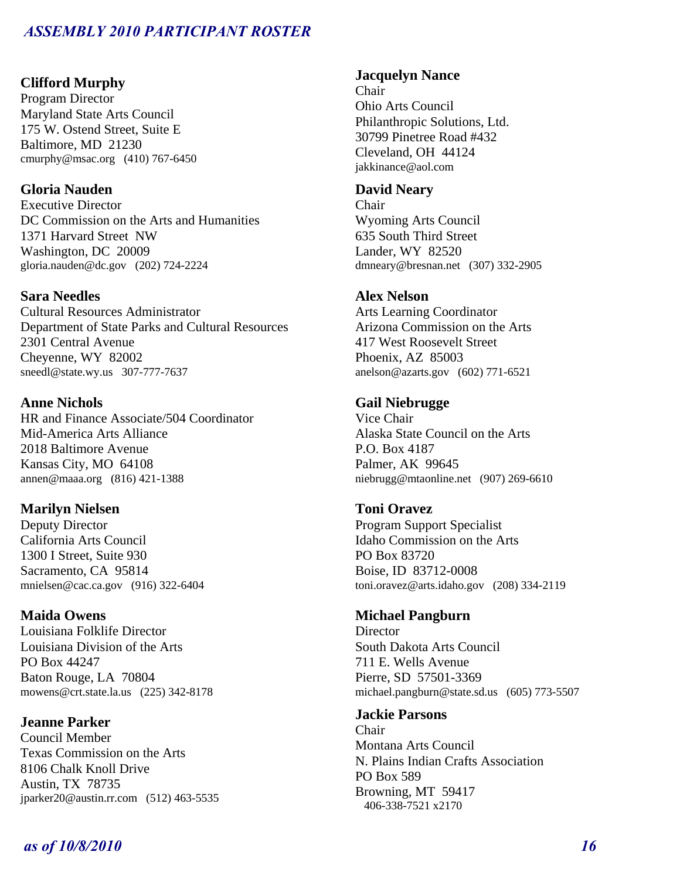**Clifford Murphy**
Program Director
Maryland State Arts Council
175 W. Ostend Street, Suite E
Baltimore, MD 21230
cmurphy@msac.org (410) 767-6450

**Gloria Nauden**
Executive Director
DC Commission on the Arts and Humanities
1371 Harvard Street NW
Washington, DC 20009
gloria.nauden@dc.gov (202) 724-2224

**Sara Needles**
Cultural Resources Administrator
Department of State Parks and Cultural Resources
2301 Central Avenue
Cheyenne, WY 82002
sneedl@state.wy.us 307-777-7637

**Anne Nichols**
HR and Finance Associate/504 Coordinator
Mid-America Arts Alliance
2018 Baltimore Avenue
Kansas City, MO 64108
annen@maaa.org (816) 421-1388

**Marilyn Nielsen**
Deputy Director
California Arts Council
1300 I Street, Suite 930
Sacramento, CA 95814
mnielsen@cac.ca.gov (916) 322-6404

**Maida Owens**
Louisiana Folklife Director
Louisiana Division of the Arts
PO Box 44247
Baton Rouge, LA 70804
mowens@crt.state.la.us (225) 342-8178

**Jeanne Parker**
Council Member
Texas Commission on the Arts
8106 Chalk Knoll Drive
Austin, TX 78735
jparker20@austin.rr.com (512) 463-5535

**Jacquelyn Nance**
Chair
Ohio Arts Council
Philanthropic Solutions, Ltd.
30799 Pinetree Road #432
Cleveland, OH 44124
jakkinance@aol.com

**David Neary**
Chair
Wyoming Arts Council
635 South Third Street
Lander, WY 82520
dmneary@bresnan.net (307) 332-2905

**Alex Nelson**
Arts Learning Coordinator
Arizona Commission on the Arts
417 West Roosevelt Street
Phoenix, AZ 85003
anelson@azarts.gov (602) 771-6521

**Gail Niebrugge**
Vice Chair
Alaska State Council on the Arts
P.O. Box 4187
Palmer, AK 99645
niebrugg@mtaonline.net (907) 269-6610

**Toni Oravez**
Program Support Specialist
Idaho Commission on the Arts
PO Box 83720
Boise, ID 83712-0008
toni.oravez@arts.idaho.gov (208) 334-2119

**Michael Pangburn**
Director
South Dakota Arts Council
711 E. Wells Avenue
Pierre, SD 57501-3369
michael.pangburn@state.sd.us (605) 773-5507

**Jackie Parsons**
Chair
Montana Arts Council
N. Plains Indian Crafts Association
PO Box 589
Browning, MT 59417
406-338-7521 x2170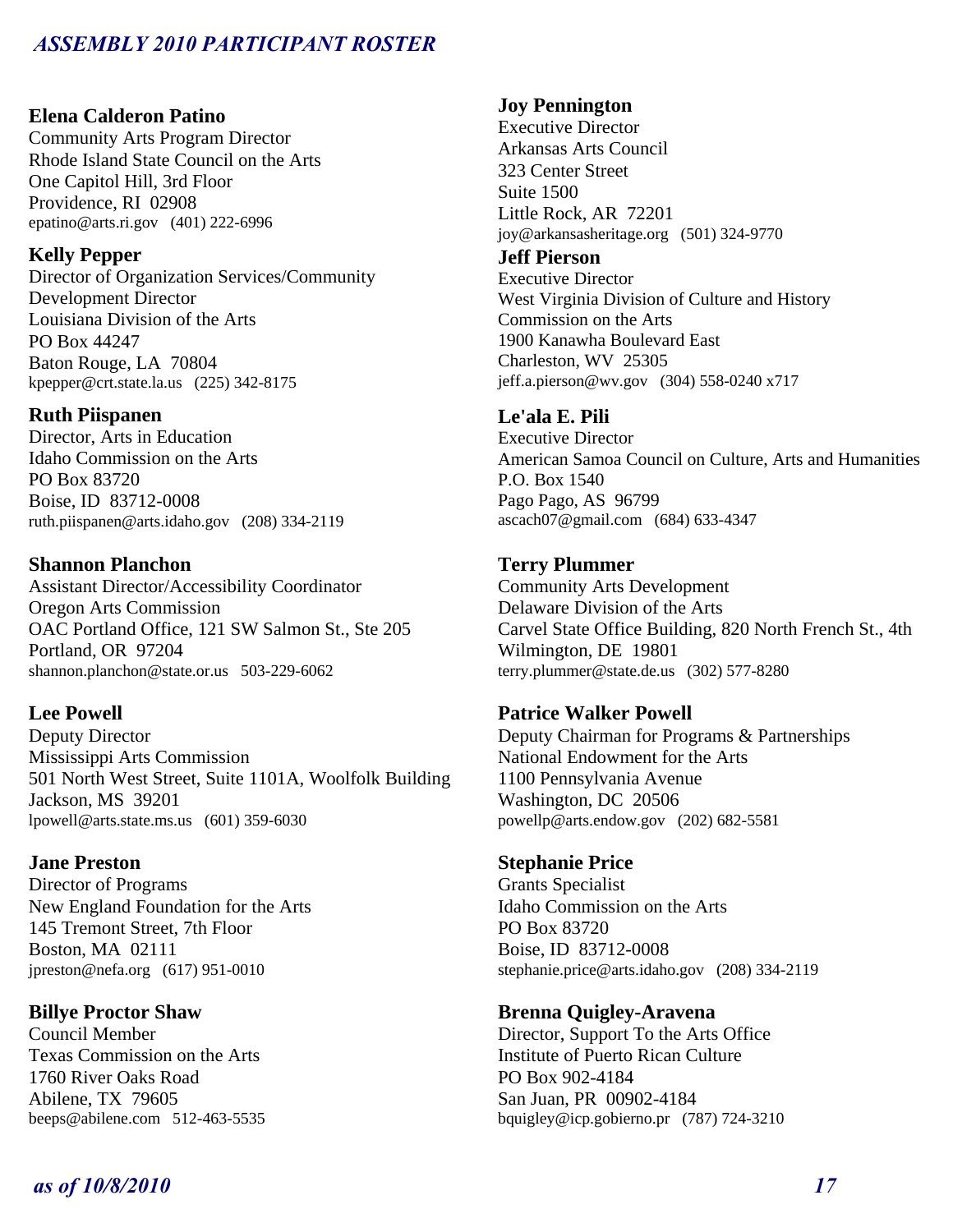**Elena Calderon Patino**
Community Arts Program Director
Rhode Island State Council on the Arts
One Capitol Hill, 3rd Floor
Providence, RI 02908
epatino@arts.ri.gov (401) 222-6996

**Kelly Pepper**
Director of Organization Services/Community Development Director
Louisiana Division of the Arts
PO Box 44247
Baton Rouge, LA 70804
kpepper@crt.state.la.us (225) 342-8175

**Ruth Piispanen**
Director, Arts in Education
Idaho Commission on the Arts
PO Box 83720
Boise, ID 83712-0008
ruth.piispanen@arts.idaho.gov (208) 334-2119

**Shannon Planchon**
Assistant Director/Accessibility Coordinator
Oregon Arts Commission
OAC Portland Office, 121 SW Salmon St., Ste 205
Portland, OR 97204
shannon.planchon@state.or.us 503-229-6062

**Lee Powell**
Deputy Director
Mississippi Arts Commission
501 North West Street, Suite 1101A, Woolfolk Building
Jackson, MS 39201
lpowell@arts.state.ms.us (601) 359-6030

**Jane Preston**
Director of Programs
New England Foundation for the Arts
145 Tremont Street, 7th Floor
Boston, MA 02111
jpreston@nefa.org (617) 951-0010

**Billye Proctor Shaw**
Council Member
Texas Commission on the Arts
1760 River Oaks Road
Abilene, TX 79605
beeps@abilene.com 512-463-5535

**Joy Pennington**
Executive Director
Arkansas Arts Council
323 Center Street
Suite 1500
Little Rock, AR 72201
joy@arkansasheritage.org (501) 324-9770

**Jeff Pierson**
Executive Director
West Virginia Division of Culture and History
Commission on the Arts
1900 Kanawha Boulevard East
Charleston, WV 25305
jeff.a.pierson@wv.gov (304) 558-0240 x717

**Le'ala E. Pili**
Executive Director
American Samoa Council on Culture, Arts and Humanities
P.O. Box 1540
Pago Pago, AS 96799
ascach07@gmail.com (684) 633-4347

**Terry Plummer**
Community Arts Development
Delaware Division of the Arts
Carvel State Office Building, 820 North French St., 4th
Wilmington, DE 19801
terry.plummer@state.de.us (302) 577-8280

**Patrice Walker Powell**
Deputy Chairman for Programs & Partnerships
National Endowment for the Arts
1100 Pennsylvania Avenue
Washington, DC 20506
powellp@arts.endow.gov (202) 682-5581

**Stephanie Price**
Grants Specialist
Idaho Commission on the Arts
PO Box 83720
Boise, ID 83712-0008
stephanie.price@arts.idaho.gov (208) 334-2119

**Brenna Quigley-Aravena**
Director, Support To the Arts Office
Institute of Puerto Rican Culture
PO Box 902-4184
San Juan, PR 00902-4184
bquigley@icp.gobierno.pr (787) 724-3210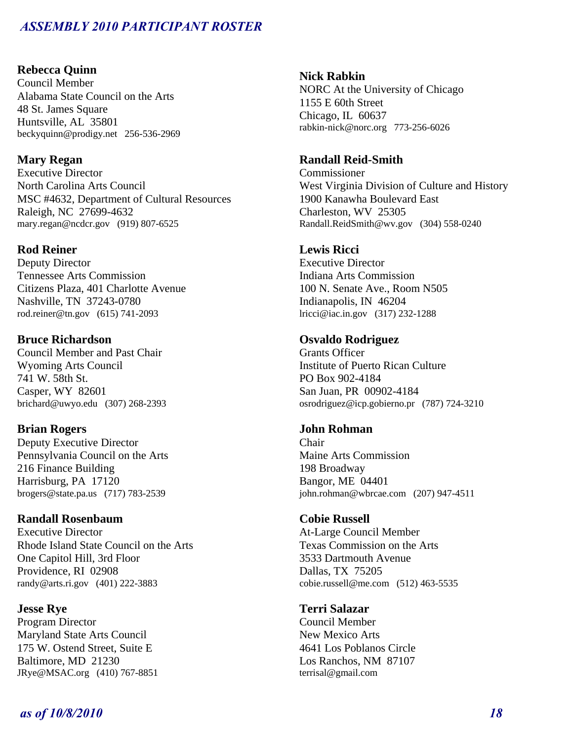**Rebecca Quinn**
Council Member
Alabama State Council on the Arts
48 St. James Square
Huntsville, AL 35801
beckyquinn@prodigy.net 256-536-2969

**Mary Regan**
Executive Director
North Carolina Arts Council
MSC #4632, Department of Cultural Resources
Raleigh, NC 27699-4632
mary.regan@ncdcr.gov (919) 807-6525

**Rod Reiner**
Deputy Director
Tennessee Arts Commission
Citizens Plaza, 401 Charlotte Avenue
Nashville, TN 37243-0780
rod.reiner@tn.gov (615) 741-2093

**Bruce Richardson**
Council Member and Past Chair
Wyoming Arts Council
741 W. 58th St.
Casper, WY 82601
brichard@uwyo.edu (307) 268-2393

**Brian Rogers**
Deputy Executive Director
Pennsylvania Council on the Arts
216 Finance Building
Harrisburg, PA 17120
brogers@state.pa.us (717) 783-2539

**Randall Rosenbaum**
Executive Director
Rhode Island State Council on the Arts
One Capitol Hill, 3rd Floor
Providence, RI 02908
randy@arts.ri.gov (401) 222-3883

**Jesse Rye**
Program Director
Maryland State Arts Council
175 W. Ostend Street, Suite E
Baltimore, MD 21230
JRye@MSAC.org (410) 767-8851

**Nick Rabkin**
NORC At the University of Chicago
1155 E 60th Street
Chicago, IL 60637
rabkin-nick@norc.org 773-256-6026

**Randall Reid-Smith**
Commissioner
West Virginia Division of Culture and History
1900 Kanawha Boulevard East
Charleston, WV 25305
Randall.ReidSmith@wv.gov (304) 558-0240

**Lewis Ricci**
Executive Director
Indiana Arts Commission
100 N. Senate Ave., Room N505
Indianapolis, IN 46204
lricci@iac.in.gov (317) 232-1288

**Osvaldo Rodriguez**
Grants Officer
Institute of Puerto Rican Culture
PO Box 902-4184
San Juan, PR 00902-4184
osrodriguez@icp.gobierno.pr (787) 724-3210

**John Rohman**
Chair
Maine Arts Commission
198 Broadway
Bangor, ME 04401
john.rohman@wbrcae.com (207) 947-4511

**Cobie Russell**
At-Large Council Member
Texas Commission on the Arts
3533 Dartmouth Avenue
Dallas, TX 75205
cobie.russell@me.com (512) 463-5535

**Terri Salazar**
Council Member
New Mexico Arts
4641 Los Poblanos Circle
Los Ranchos, NM 87107
terrisal@gmail.com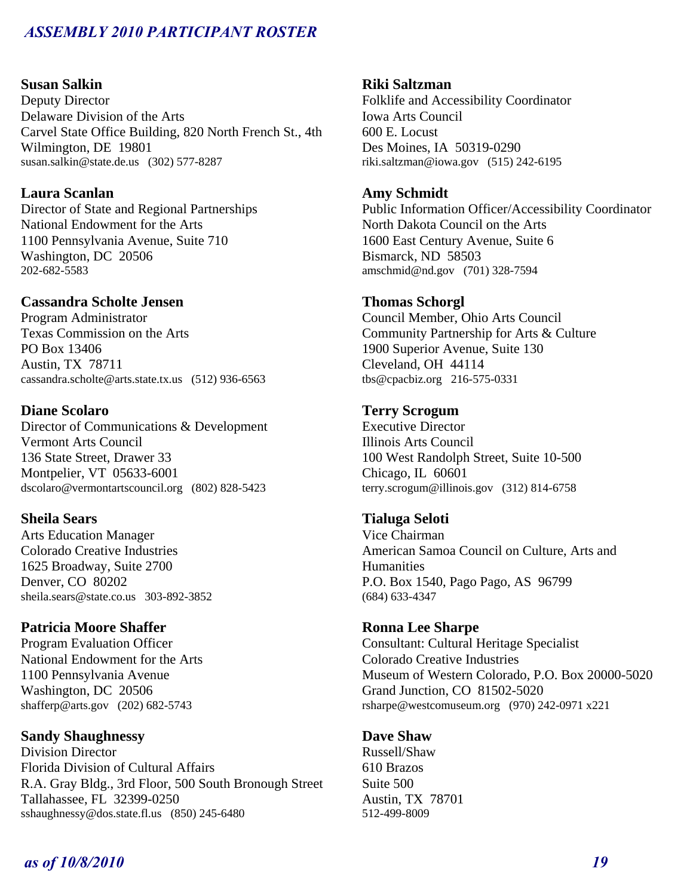**Susan Salkin**
Deputy Director
Delaware Division of the Arts
Carvel State Office Building, 820 North French St., 4th
Wilmington, DE 19801
susan.salkin@state.de.us (302) 577-8287

**Laura Scanlan**
Director of State and Regional Partnerships
National Endowment for the Arts
1100 Pennsylvania Avenue, Suite 710
Washington, DC 20506
202-682-5583

**Cassandra Scholte Jensen**
Program Administrator
Texas Commission on the Arts
PO Box 13406
Austin, TX 78711
cassandra.scholte@arts.state.tx.us (512) 936-6563

**Diane Scolaro**
Director of Communications & Development
Vermont Arts Council
136 State Street, Drawer 33
Montpelier, VT 05633-6001
dscolaro@vermontartscouncil.org (802) 828-5423

**Sheila Sears**
Arts Education Manager
Colorado Creative Industries
1625 Broadway, Suite 2700
Denver, CO 80202
sheila.sears@state.co.us 303-892-3852

**Patricia Moore Shaffer**
Program Evaluation Officer
National Endowment for the Arts
1100 Pennsylvania Avenue
Washington, DC 20506
shafferp@arts.gov (202) 682-5743

**Sandy Shaughnessy**
Division Director
Florida Division of Cultural Affairs
R.A. Gray Bldg., 3rd Floor, 500 South Bronough Street
Tallahassee, FL 32399-0250
sshaughnessy@dos.state.fl.us (850) 245-6480

**Riki Saltzman**
Folklife and Accessibility Coordinator
Iowa Arts Council
600 E. Locust
Des Moines, IA 50319-0290
riki.saltzman@iowa.gov (515) 242-6195

**Amy Schmidt**
Public Information Officer/Accessibility Coordinator
North Dakota Council on the Arts
1600 East Century Avenue, Suite 6
Bismarck, ND 58503
amschmid@nd.gov (701) 328-7594

**Thomas Schorgl**
Council Member, Ohio Arts Council
Community Partnership for Arts & Culture
1900 Superior Avenue, Suite 130
Cleveland, OH 44114
tbs@cpacbiz.org 216-575-0331

**Terry Scrogum**
Executive Director
Illinois Arts Council
100 West Randolph Street, Suite 10-500
Chicago, IL 60601
terry.scrogum@illinois.gov (312) 814-6758

**Tialuga Seloti**
Vice Chairman
American Samoa Council on Culture, Arts and Humanities
P.O. Box 1540, Pago Pago, AS 96799
(684) 633-4347

**Ronna Lee Sharpe**
Consultant: Cultural Heritage Specialist
Colorado Creative Industries
Museum of Western Colorado, P.O. Box 20000-5020
Grand Junction, CO 81502-5020
rsharpe@westcomuseum.org (970) 242-0971 x221

**Dave Shaw**
Russell/Shaw
610 Brazos
Suite 500
Austin, TX 78701
512-499-8009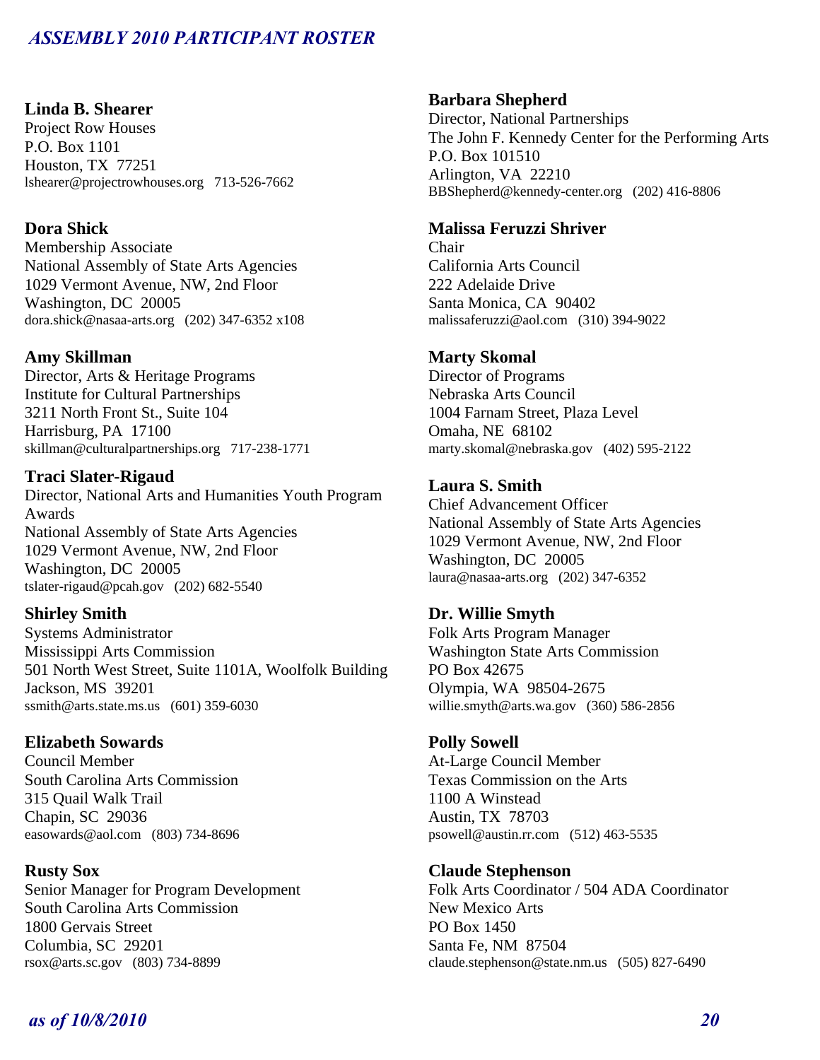**Linda B. Shearer**
Project Row Houses
P.O. Box 1101
Houston, TX 77251
lshearer@projectrowhouses.org 713-526-7662

**Dora Shick**
Membership Associate
National Assembly of State Arts Agencies
1029 Vermont Avenue, NW, 2nd Floor
Washington, DC 20005
dora.shick@nasaa-arts.org (202) 347-6352 x108

**Amy Skillman**
Director, Arts & Heritage Programs
Institute for Cultural Partnerships
3211 North Front St., Suite 104
Harrisburg, PA 17100
skillman@culturalpartnerships.org 717-238-1771

**Traci Slater-Rigaud**
Director, National Arts and Humanities Youth Program Awards
National Assembly of State Arts Agencies
1029 Vermont Avenue, NW, 2nd Floor
Washington, DC 20005
tslater-rigaud@pcah.gov (202) 682-5540

**Shirley Smith**
Systems Administrator
Mississippi Arts Commission
501 North West Street, Suite 1101A, Woolfolk Building
Jackson, MS 39201
ssmith@arts.state.ms.us (601) 359-6030

**Elizabeth Sowards**
Council Member
South Carolina Arts Commission
315 Quail Walk Trail
Chapin, SC 29036
easowards@aol.com (803) 734-8696

**Rusty Sox**
Senior Manager for Program Development
South Carolina Arts Commission
1800 Gervais Street
Columbia, SC 29201
rsox@arts.sc.gov (803) 734-8899

**Barbara Shepherd**
Director, National Partnerships
The John F. Kennedy Center for the Performing Arts
P.O. Box 101510
Arlington, VA 22210
BBShepherd@kennedy-center.org (202) 416-8806

**Malissa Feruzzi Shriver**
Chair
California Arts Council
222 Adelaide Drive
Santa Monica, CA 90402
malissaferuzzi@aol.com (310) 394-9022

**Marty Skomal**
Director of Programs
Nebraska Arts Council
1004 Farnam Street, Plaza Level
Omaha, NE 68102
marty.skomal@nebraska.gov (402) 595-2122

**Laura S. Smith**
Chief Advancement Officer
National Assembly of State Arts Agencies
1029 Vermont Avenue, NW, 2nd Floor
Washington, DC 20005
laura@nasaa-arts.org (202) 347-6352

**Dr. Willie Smyth**
Folk Arts Program Manager
Washington State Arts Commission
PO Box 42675
Olympia, WA 98504-2675
willie.smyth@arts.wa.gov (360) 586-2856

**Polly Sowell**
At-Large Council Member
Texas Commission on the Arts
1100 A Winstead
Austin, TX 78703
psowell@austin.rr.com (512) 463-5535

**Claude Stephenson**
Folk Arts Coordinator / 504 ADA Coordinator
New Mexico Arts
PO Box 1450
Santa Fe, NM 87504
claude.stephenson@state.nm.us (505) 827-6490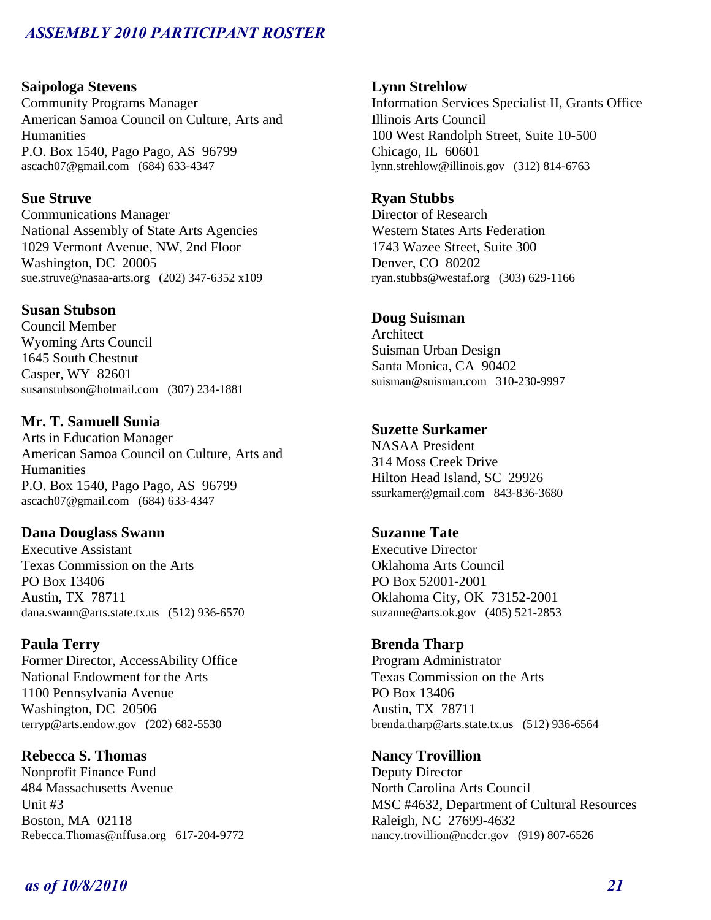**Saipologa Stevens**
Community Programs Manager
American Samoa Council on Culture, Arts and Humanities
P.O. Box 1540, Pago Pago, AS 96799
ascach07@gmail.com (684) 633-4347

**Sue Struve**
Communications Manager
National Assembly of State Arts Agencies
1029 Vermont Avenue, NW, 2nd Floor
Washington, DC 20005
sue.struve@nasaa-arts.org (202) 347-6352 x109

**Susan Stubson**
Council Member
Wyoming Arts Council
1645 South Chestnut
Casper, WY 82601
susanstubson@hotmail.com (307) 234-1881

**Mr. T. Samuell Sunia**
Arts in Education Manager
American Samoa Council on Culture, Arts and Humanities
P.O. Box 1540, Pago Pago, AS 96799
ascach07@gmail.com (684) 633-4347

**Dana Douglass Swann**
Executive Assistant
Texas Commission on the Arts
PO Box 13406
Austin, TX 78711
dana.swann@arts.state.tx.us (512) 936-6570

**Paula Terry**
Former Director, AccessAbility Office
National Endowment for the Arts
1100 Pennsylvania Avenue
Washington, DC 20506
terryp@arts.endow.gov (202) 682-5530

**Rebecca S. Thomas**
Nonprofit Finance Fund
484 Massachusetts Avenue
Unit #3
Boston, MA 02118
Rebecca.Thomas@nffusa.org 617-204-9772

**Lynn Strehlow**
Information Services Specialist II, Grants Office
Illinois Arts Council
100 West Randolph Street, Suite 10-500
Chicago, IL 60601
lynn.strehlow@illinois.gov (312) 814-6763

**Ryan Stubbs**
Director of Research
Western States Arts Federation
1743 Wazee Street, Suite 300
Denver, CO 80202
ryan.stubbs@westaf.org (303) 629-1166

**Doug Suisman**
Architect
Suisman Urban Design
Santa Monica, CA 90402
suisman@suisman.com 310-230-9997

**Suzette Surkamer**
NASAA President
314 Moss Creek Drive
Hilton Head Island, SC 29926
ssurkamer@gmail.com 843-836-3680

**Suzanne Tate**
Executive Director
Oklahoma Arts Council
PO Box 52001-2001
Oklahoma City, OK 73152-2001
suzanne@arts.ok.gov (405) 521-2853

**Brenda Tharp**
Program Administrator
Texas Commission on the Arts
PO Box 13406
Austin, TX 78711
brenda.tharp@arts.state.tx.us (512) 936-6564

**Nancy Trovillion**
Deputy Director
North Carolina Arts Council
MSC #4632, Department of Cultural Resources
Raleigh, NC 27699-4632
nancy.trovillion@ncdcr.gov (919) 807-6526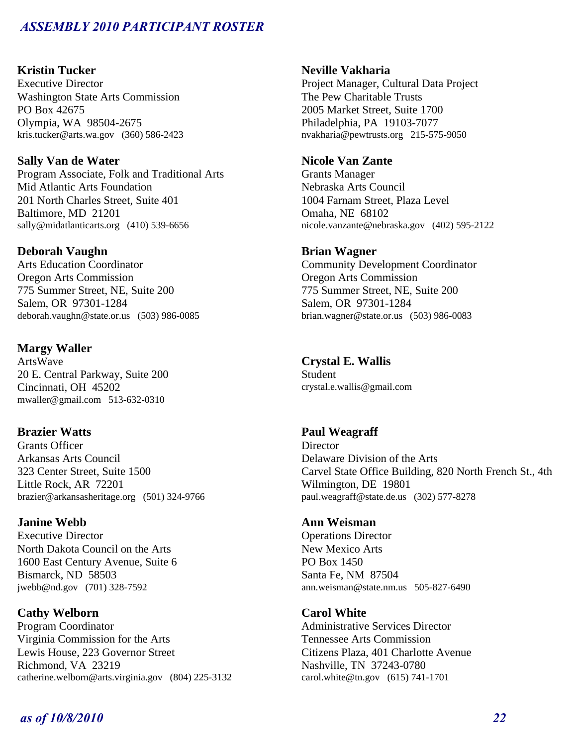**Kristin Tucker**
Executive Director
Washington State Arts Commission
PO Box 42675
Olympia, WA 98504-2675
kris.tucker@arts.wa.gov (360) 586-2423

**Sally Van de Water**
Program Associate, Folk and Traditional Arts
Mid Atlantic Arts Foundation
201 North Charles Street, Suite 401
Baltimore, MD 21201
sally@midatlanticarts.org (410) 539-6656

**Deborah Vaughn**
Arts Education Coordinator
Oregon Arts Commission
775 Summer Street, NE, Suite 200
Salem, OR 97301-1284
deborah.vaughn@state.or.us (503) 986-0085

**Margy Waller**
ArtsWave
20 E. Central Parkway, Suite 200
Cincinnati, OH 45202
mwaller@gmail.com 513-632-0310

**Brazier Watts**
Grants Officer
Arkansas Arts Council
323 Center Street, Suite 1500
Little Rock, AR 72201
brazier@arkansasheritage.org (501) 324-9766

**Janine Webb**
Executive Director
North Dakota Council on the Arts
1600 East Century Avenue, Suite 6
Bismarck, ND 58503
jwebb@nd.gov (701) 328-7592

**Cathy Welborn**
Program Coordinator
Virginia Commission for the Arts
Lewis House, 223 Governor Street
Richmond, VA 23219
catherine.welborn@arts.virginia.gov (804) 225-3132

**Neville Vakharia**
Project Manager, Cultural Data Project
The Pew Charitable Trusts
2005 Market Street, Suite 1700
Philadelphia, PA 19103-7077
nvakharia@pewtrusts.org 215-575-9050

**Nicole Van Zante**
Grants Manager
Nebraska Arts Council
1004 Farnam Street, Plaza Level
Omaha, NE 68102
nicole.vanzante@nebraska.gov (402) 595-2122

**Brian Wagner**
Community Development Coordinator
Oregon Arts Commission
775 Summer Street, NE, Suite 200
Salem, OR 97301-1284
brian.wagner@state.or.us (503) 986-0083

**Crystal E. Wallis**
Student
crystal.e.wallis@gmail.com

**Paul Weagraff**
Director
Delaware Division of the Arts
Carvel State Office Building, 820 North French St., 4th
Wilmington, DE 19801
paul.weagraff@state.de.us (302) 577-8278

**Ann Weisman**
Operations Director
New Mexico Arts
PO Box 1450
Santa Fe, NM 87504
ann.weisman@state.nm.us 505-827-6490

**Carol White**
Administrative Services Director
Tennessee Arts Commission
Citizens Plaza, 401 Charlotte Avenue
Nashville, TN 37243-0780
carol.white@tn.gov (615) 741-1701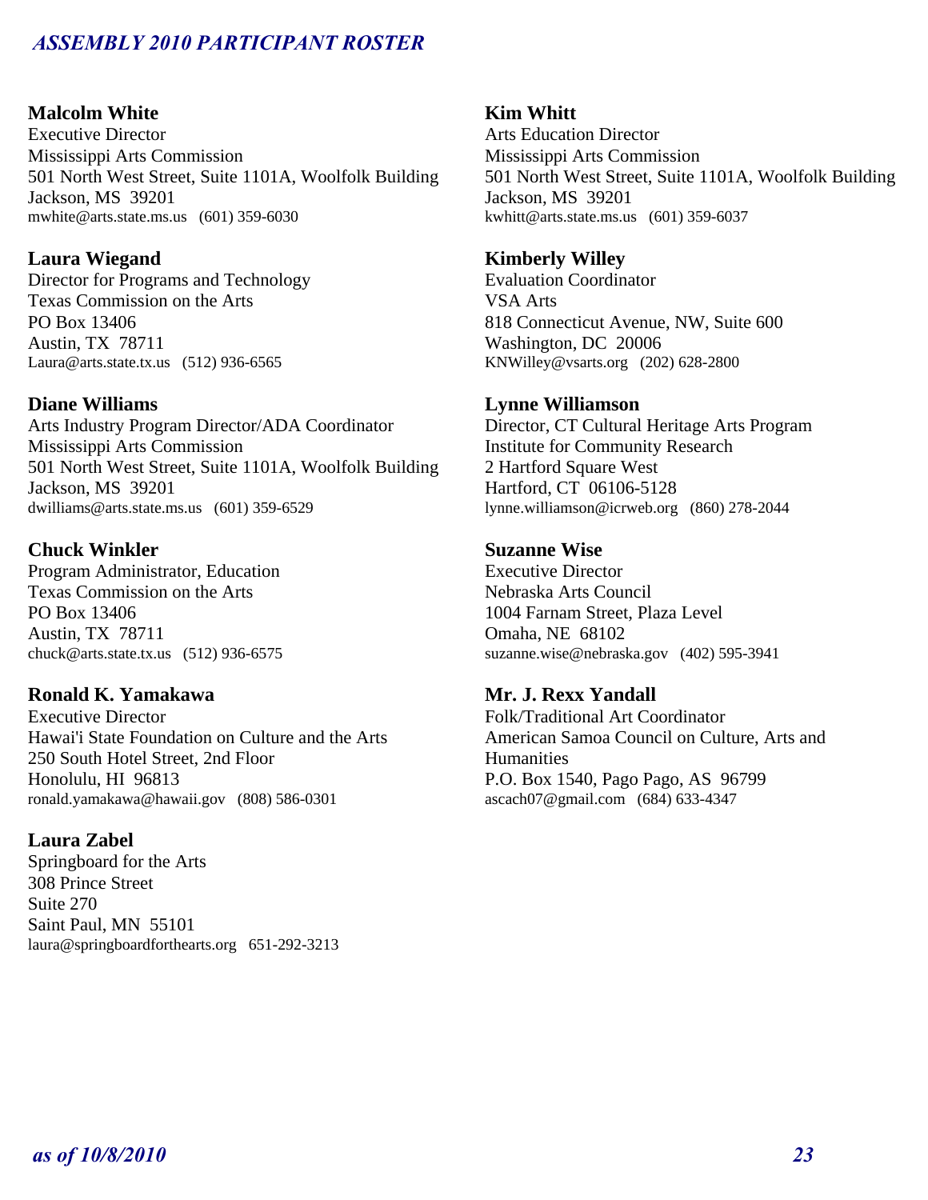**Malcolm White**
Executive Director
Mississippi Arts Commission
501 North West Street, Suite 1101A, Woolfolk Building
Jackson, MS 39201
mwhite@arts.state.ms.us (601) 359-6030

**Laura Wiegand**
Director for Programs and Technology
Texas Commission on the Arts
PO Box 13406
Austin, TX 78711
Laura@arts.state.tx.us (512) 936-6565

**Diane Williams**
Arts Industry Program Director/ADA Coordinator
Mississippi Arts Commission
501 North West Street, Suite 1101A, Woolfolk Building
Jackson, MS 39201
dwilliams@arts.state.ms.us (601) 359-6529

**Chuck Winkler**
Program Administrator, Education
Texas Commission on the Arts
PO Box 13406
Austin, TX 78711
chuck@arts.state.tx.us (512) 936-6575

**Ronald K. Yamakawa**
Executive Director
Hawai'i State Foundation on Culture and the Arts
250 South Hotel Street, 2nd Floor
Honolulu, HI 96813
ronald.yamakawa@hawaii.gov (808) 586-0301

**Laura Zabel**
Springboard for the Arts
308 Prince Street
Suite 270
Saint Paul, MN 55101
laura@springboardforthearts.org 651-292-3213

**Kim Whitt**
Arts Education Director
Mississippi Arts Commission
501 North West Street, Suite 1101A, Woolfolk Building
Jackson, MS 39201
kwhitt@arts.state.ms.us (601) 359-6037

**Kimberly Willey**
Evaluation Coordinator
VSA Arts
818 Connecticut Avenue, NW, Suite 600
Washington, DC 20006
KNWilley@vsarts.org (202) 628-2800

**Lynne Williamson**
Director, CT Cultural Heritage Arts Program
Institute for Community Research
2 Hartford Square West
Hartford, CT 06106-5128
lynne.williamson@icrweb.org (860) 278-2044

**Suzanne Wise**
Executive Director
Nebraska Arts Council
1004 Farnam Street, Plaza Level
Omaha, NE 68102
suzanne.wise@nebraska.gov (402) 595-3941

**Mr. J. Rexx Yandall**
Folk/Traditional Art Coordinator
American Samoa Council on Culture, Arts and Humanities
P.O. Box 1540, Pago Pago, AS 96799
ascach07@gmail.com (684) 633-4347